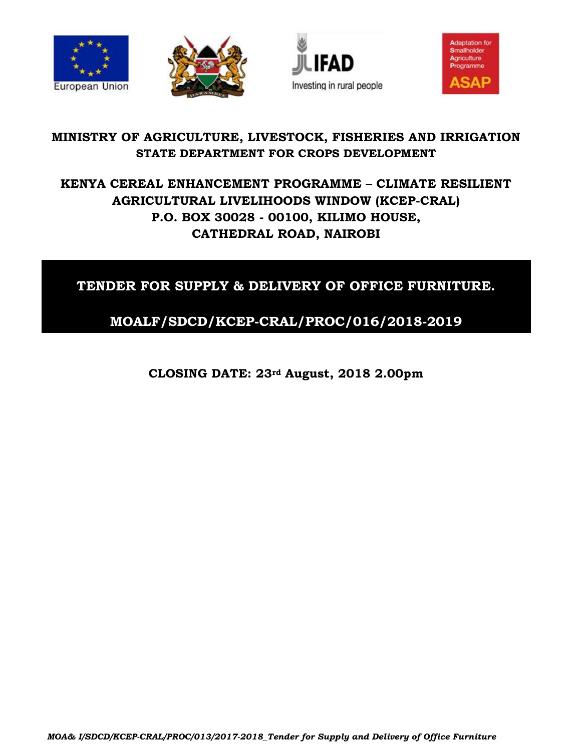European Union

Investing in rural people

Adaptation for Smallholder Agriculture Programme ASAP

# MINISTRY OF AGRICULTURE, LIVESTOCK, FISHERIES AND IRRIGATION

## STATE DEPARTMENT FOR CROPS DEVELOPMENT

## KENYA CEREAL ENHANCEMENT PROGRAMME – CLIMATE RESILIENT AGRICULTURAL LIVELIHOODS WINDOW (KCEP-CRAL)

**P.O. BOX 30028 - 00100, KILIMO HOUSE,**
**CATHEDRAL ROAD, NAIROBI**

# TENDER FOR SUPPLY & DELIVERY OF OFFICE FURNITURE.

# MOALF/SDCD/KCEP-CRAL/PROC/016/2018-2019

**CLOSING DATE: 23rd August, 2018 2.00pm**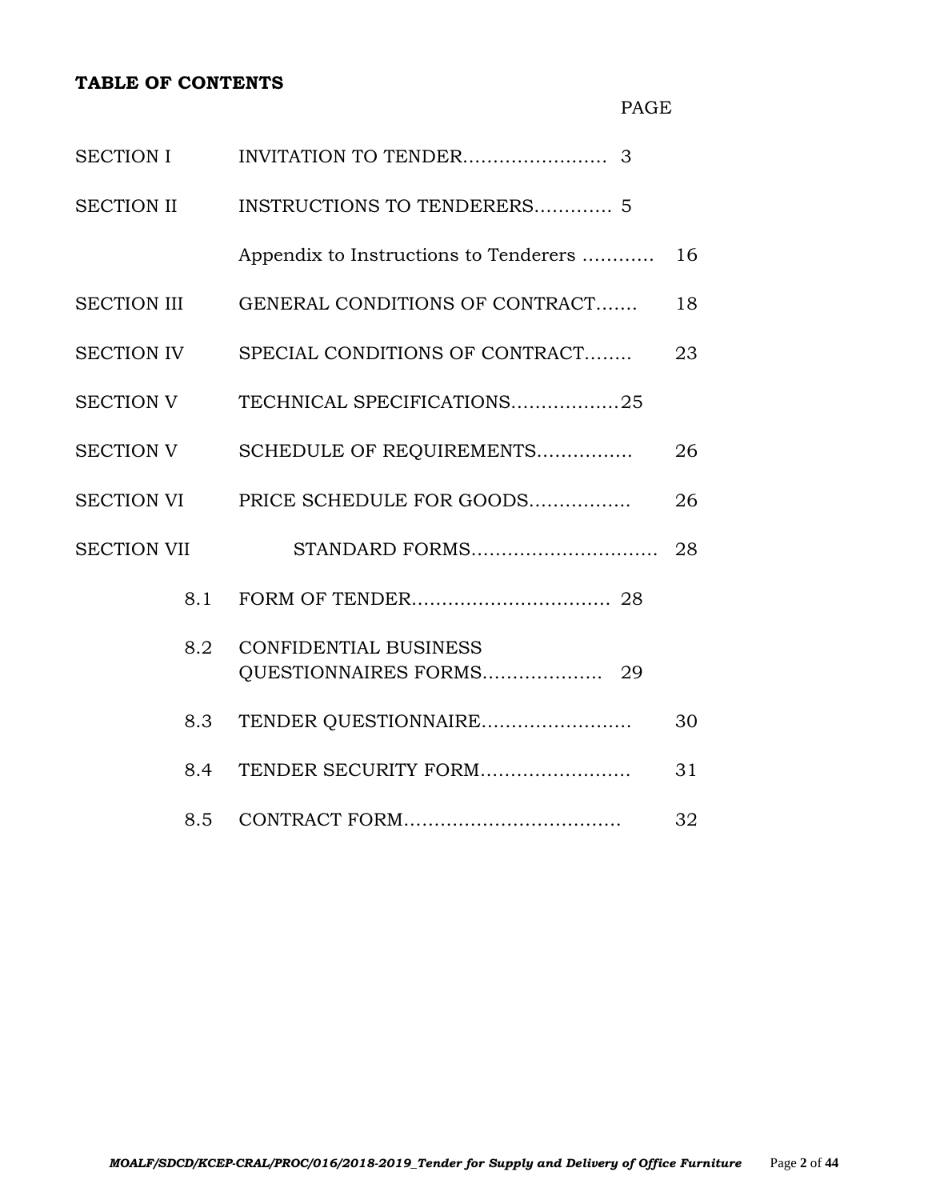**TABLE OF CONTENTS**

| | | PAGE |
|---|---|---|
| SECTION I | INVITATION TO TENDER…………………… | 3 |
| SECTION II | INSTRUCTIONS TO TENDERERS…………. | 5 |
| | Appendix to Instructions to Tenderers ………… | 16 |
| SECTION III | GENERAL CONDITIONS OF CONTRACT……. | 18 |
| SECTION IV | SPECIAL CONDITIONS OF CONTRACT…….. | 23 |
| SECTION V | TECHNICAL SPECIFICATIONS……………… | 25 |
| SECTION V | SCHEDULE OF REQUIREMENTS……………. | 26 |
| SECTION VI | PRICE SCHEDULE FOR GOODS…………….. | 26 |
| SECTION VII | STANDARD FORMS………………………… | 28 |
| 8.1 | FORM OF TENDER…………………………… | 28 |
| 8.2 | CONFIDENTIAL BUSINESS QUESTIONNAIRES FORMS………………. | 29 |
| 8.3 | TENDER QUESTIONNAIRE…………………… | 30 |
| 8.4 | TENDER SECURITY FORM…………………… | 31 |
| 8.5 | CONTRACT FORM……………………………… | 32 |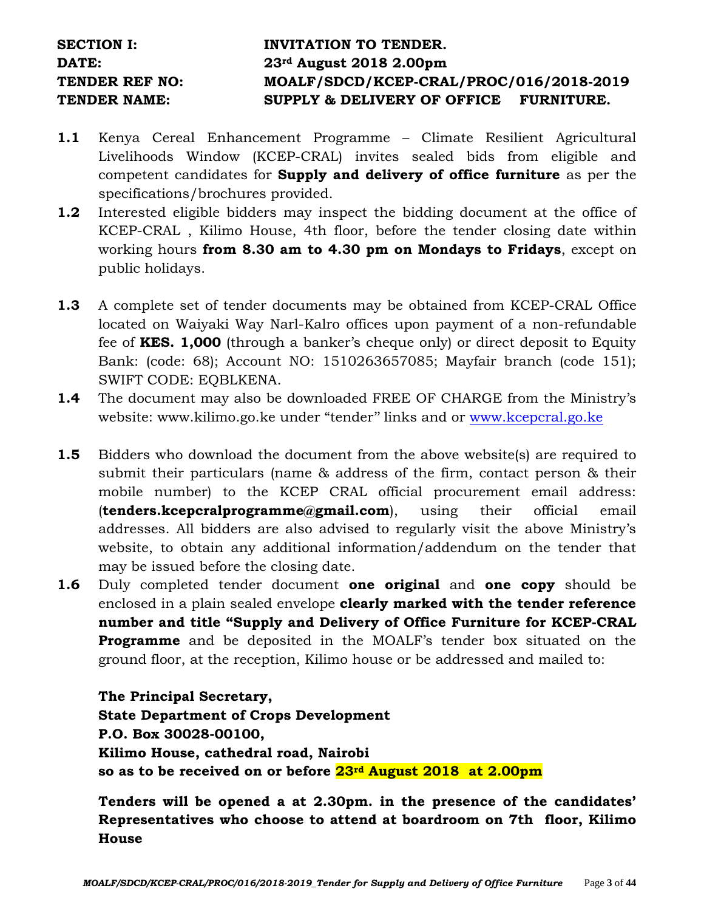**SECTION I:** **INVITATION TO TENDER.**
**DATE:** **23rd August 2018 2.00pm**
**TENDER REF NO:** **MOALF/SDCD/KCEP-CRAL/PROC/016/2018-2019**
**TENDER NAME:** **SUPPLY & DELIVERY OF OFFICE FURNITURE.**

**1.1** Kenya Cereal Enhancement Programme – Climate Resilient Agricultural Livelihoods Window (KCEP-CRAL) invites sealed bids from eligible and competent candidates for **Supply and delivery of office furniture** as per the specifications/brochures provided.

**1.2** Interested eligible bidders may inspect the bidding document at the office of KCEP-CRAL , Kilimo House, 4th floor, before the tender closing date within working hours **from 8.30 am to 4.30 pm on Mondays to Fridays**, except on public holidays.

**1.3** A complete set of tender documents may be obtained from KCEP-CRAL Office located on Waiyaki Way Narl-Kalro offices upon payment of a non-refundable fee of **KES. 1,000** (through a banker's cheque only) or direct deposit to Equity Bank: (code: 68); Account NO: 1510263657085; Mayfair branch (code 151); SWIFT CODE: EQBLKENA.

**1.4** The document may also be downloaded FREE OF CHARGE from the Ministry's website: www.kilimo.go.ke under "tender" links and or www.kcepcral.go.ke

**1.5** Bidders who download the document from the above website(s) are required to submit their particulars (name & address of the firm, contact person & their mobile number) to the KCEP CRAL official procurement email address: (**tenders.kcepcralprogramme@gmail.com**), using their official email addresses. All bidders are also advised to regularly visit the above Ministry's website, to obtain any additional information/addendum on the tender that may be issued before the closing date.

**1.6** Duly completed tender document **one original** and **one copy** should be enclosed in a plain sealed envelope **clearly marked with the tender reference number and title "Supply and Delivery of Office Furniture for KCEP-CRAL Programme** and be deposited in the MOALF's tender box situated on the ground floor, at the reception, Kilimo house or be addressed and mailed to:

**The Principal Secretary,**
**State Department of Crops Development**
**P.O. Box 30028-00100,**
**Kilimo House, cathedral road, Nairobi**
**so as to be received on or before 23rd August 2018 at 2.00pm**

**Tenders will be opened a at 2.30pm. in the presence of the candidates' Representatives who choose to attend at boardroom on 7th floor, Kilimo House**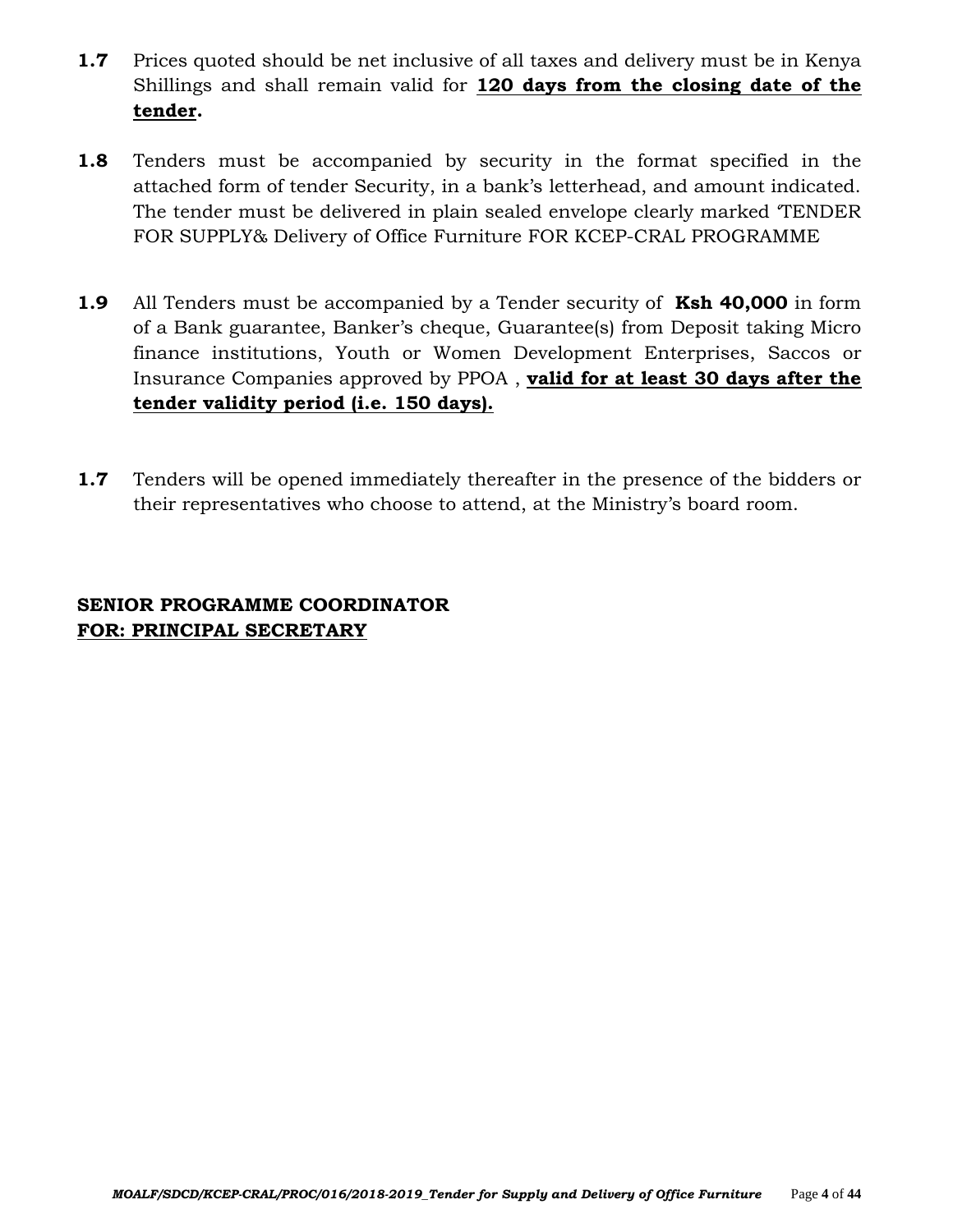**1.7** Prices quoted should be net inclusive of all taxes and delivery must be in Kenya Shillings and shall remain valid for **120 days from the closing date of the tender.**

**1.8** Tenders must be accompanied by security in the format specified in the attached form of tender Security, in a bank's letterhead, and amount indicated. The tender must be delivered in plain sealed envelope clearly marked 'TENDER FOR SUPPLY& Delivery of Office Furniture FOR KCEP-CRAL PROGRAMME

**1.9** All Tenders must be accompanied by a Tender security of **Ksh 40,000** in form of a Bank guarantee, Banker's cheque, Guarantee(s) from Deposit taking Micro finance institutions, Youth or Women Development Enterprises, Saccos or Insurance Companies approved by PPOA , **valid for at least 30 days after the tender validity period (i.e. 150 days).**

**1.7** Tenders will be opened immediately thereafter in the presence of the bidders or their representatives who choose to attend, at the Ministry's board room.

**SENIOR PROGRAMME COORDINATOR**
**FOR: PRINCIPAL SECRETARY**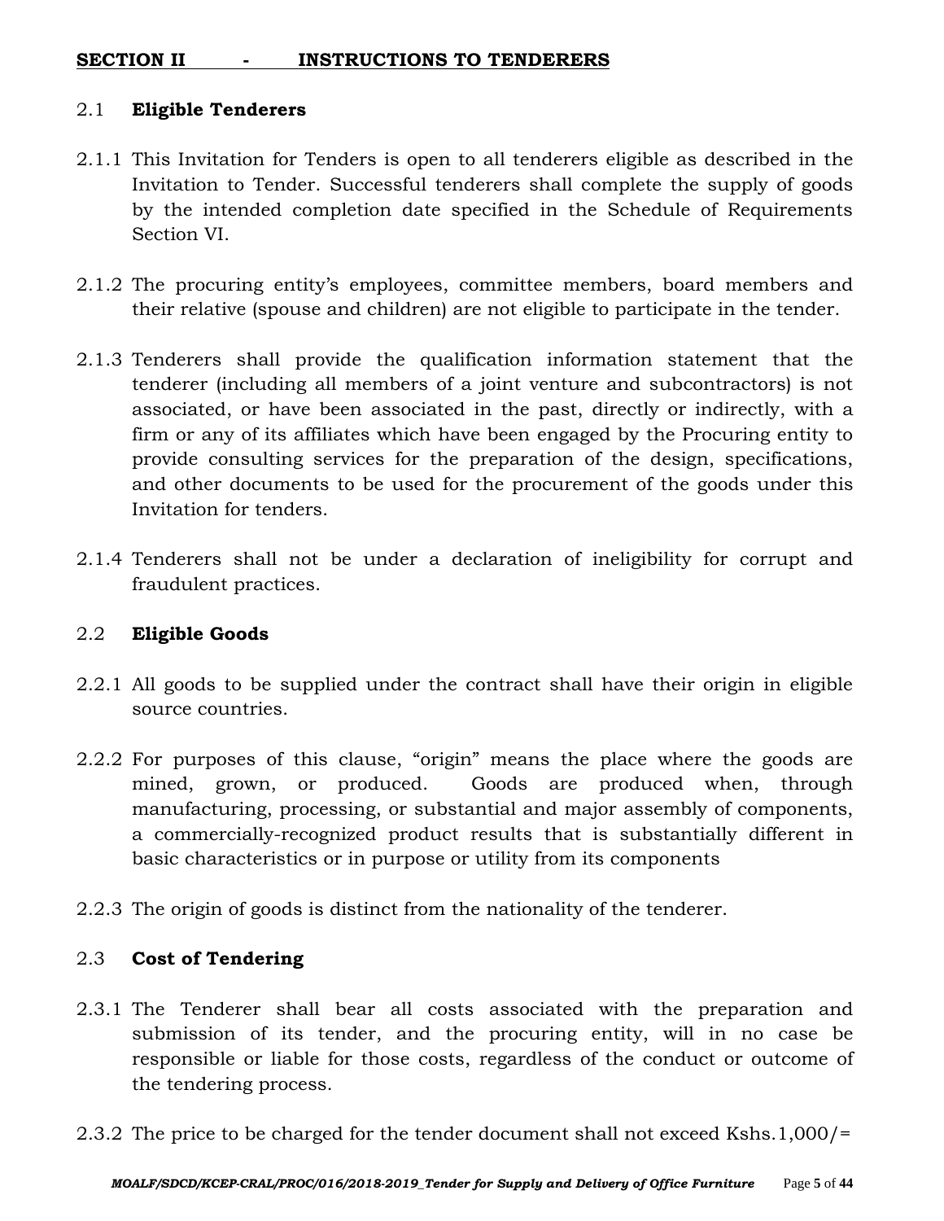## SECTION II - INSTRUCTIONS TO TENDERERS

### 2.1 Eligible Tenderers

2.1.1 This Invitation for Tenders is open to all tenderers eligible as described in the Invitation to Tender. Successful tenderers shall complete the supply of goods by the intended completion date specified in the Schedule of Requirements Section VI.

2.1.2 The procuring entity's employees, committee members, board members and their relative (spouse and children) are not eligible to participate in the tender.

2.1.3 Tenderers shall provide the qualification information statement that the tenderer (including all members of a joint venture and subcontractors) is not associated, or have been associated in the past, directly or indirectly, with a firm or any of its affiliates which have been engaged by the Procuring entity to provide consulting services for the preparation of the design, specifications, and other documents to be used for the procurement of the goods under this Invitation for tenders.

2.1.4 Tenderers shall not be under a declaration of ineligibility for corrupt and fraudulent practices.

### 2.2 Eligible Goods

2.2.1 All goods to be supplied under the contract shall have their origin in eligible source countries.

2.2.2 For purposes of this clause, "origin" means the place where the goods are mined, grown, or produced. Goods are produced when, through manufacturing, processing, or substantial and major assembly of components, a commercially-recognized product results that is substantially different in basic characteristics or in purpose or utility from its components

2.2.3 The origin of goods is distinct from the nationality of the tenderer.

### 2.3 Cost of Tendering

2.3.1 The Tenderer shall bear all costs associated with the preparation and submission of its tender, and the procuring entity, will in no case be responsible or liable for those costs, regardless of the conduct or outcome of the tendering process.

2.3.2 The price to be charged for the tender document shall not exceed Kshs.1,000/=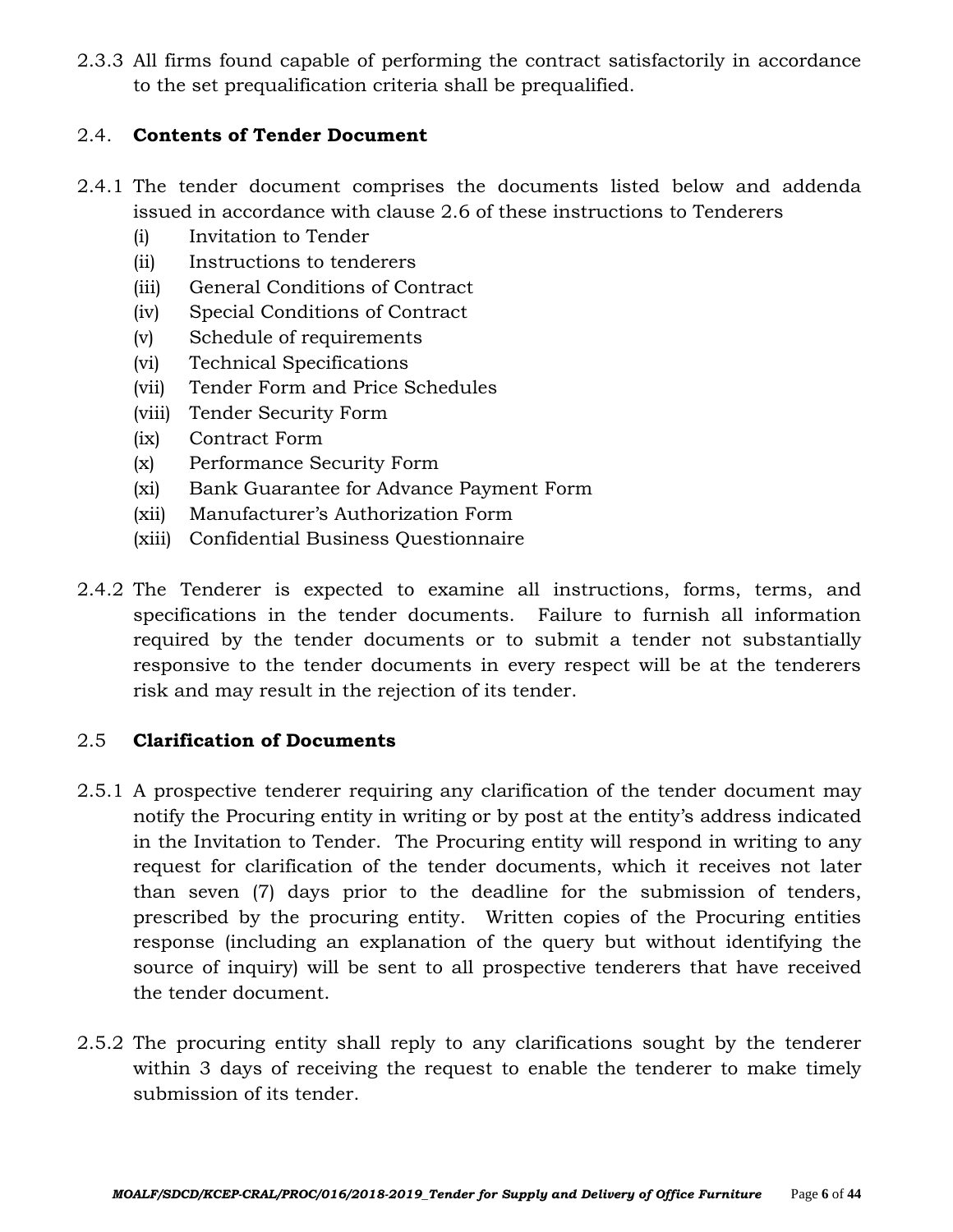2.3.3 All firms found capable of performing the contract satisfactorily in accordance to the set prequalification criteria shall be prequalified.

## 2.4. Contents of Tender Document

2.4.1 The tender document comprises the documents listed below and addenda issued in accordance with clause 2.6 of these instructions to Tenderers

- (i) Invitation to Tender
- (ii) Instructions to tenderers
- (iii) General Conditions of Contract
- (iv) Special Conditions of Contract
- (v) Schedule of requirements
- (vi) Technical Specifications
- (vii) Tender Form and Price Schedules
- (viii) Tender Security Form
- (ix) Contract Form
- (x) Performance Security Form
- (xi) Bank Guarantee for Advance Payment Form
- (xii) Manufacturer's Authorization Form
- (xiii) Confidential Business Questionnaire

2.4.2 The Tenderer is expected to examine all instructions, forms, terms, and specifications in the tender documents. Failure to furnish all information required by the tender documents or to submit a tender not substantially responsive to the tender documents in every respect will be at the tenderers risk and may result in the rejection of its tender.

## 2.5 Clarification of Documents

2.5.1 A prospective tenderer requiring any clarification of the tender document may notify the Procuring entity in writing or by post at the entity's address indicated in the Invitation to Tender. The Procuring entity will respond in writing to any request for clarification of the tender documents, which it receives not later than seven (7) days prior to the deadline for the submission of tenders, prescribed by the procuring entity. Written copies of the Procuring entities response (including an explanation of the query but without identifying the source of inquiry) will be sent to all prospective tenderers that have received the tender document.

2.5.2 The procuring entity shall reply to any clarifications sought by the tenderer within 3 days of receiving the request to enable the tenderer to make timely submission of its tender.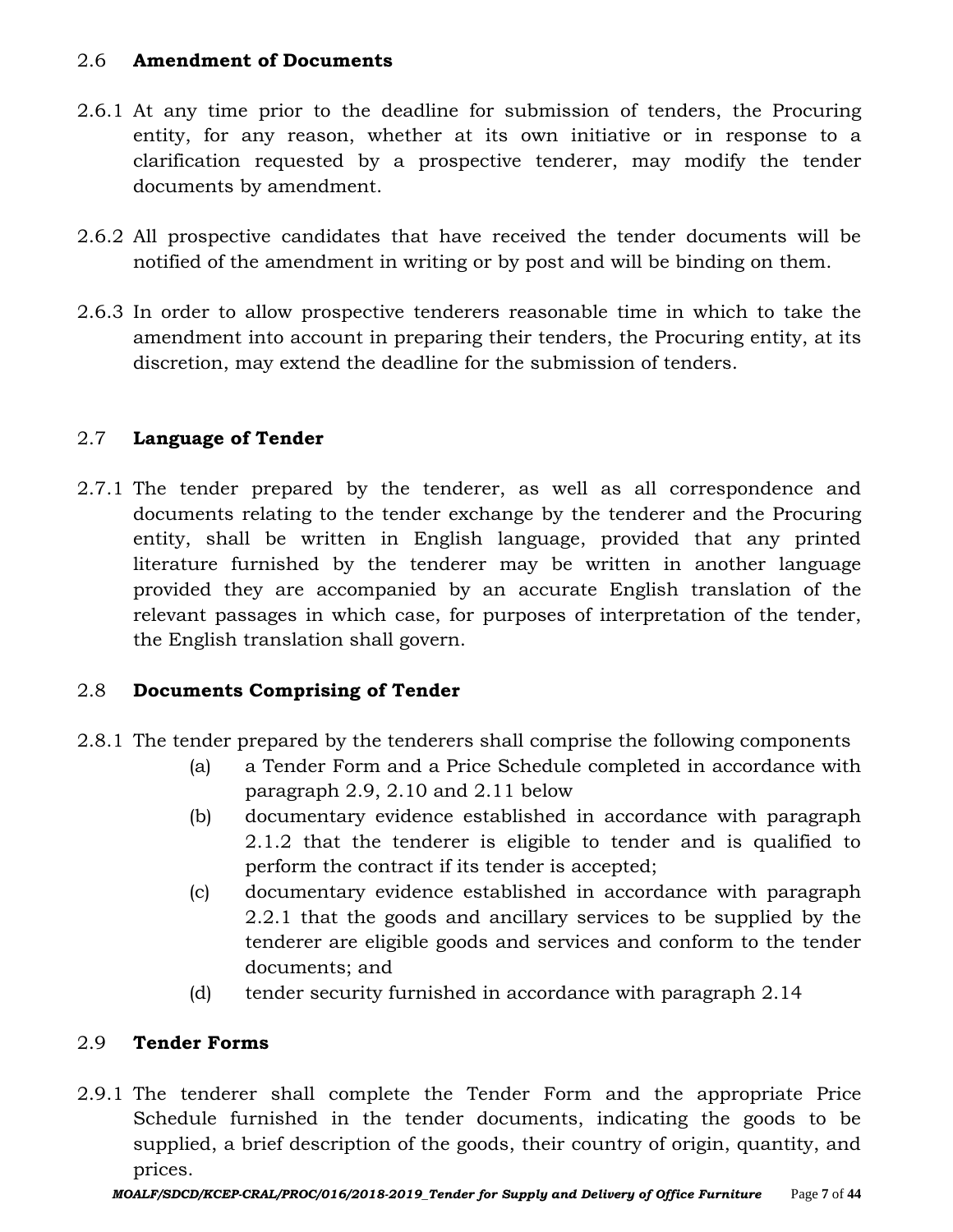## 2.6 **Amendment of Documents**

2.6.1 At any time prior to the deadline for submission of tenders, the Procuring entity, for any reason, whether at its own initiative or in response to a clarification requested by a prospective tenderer, may modify the tender documents by amendment.

2.6.2 All prospective candidates that have received the tender documents will be notified of the amendment in writing or by post and will be binding on them.

2.6.3 In order to allow prospective tenderers reasonable time in which to take the amendment into account in preparing their tenders, the Procuring entity, at its discretion, may extend the deadline for the submission of tenders.

## 2.7 **Language of Tender**

2.7.1 The tender prepared by the tenderer, as well as all correspondence and documents relating to the tender exchange by the tenderer and the Procuring entity, shall be written in English language, provided that any printed literature furnished by the tenderer may be written in another language provided they are accompanied by an accurate English translation of the relevant passages in which case, for purposes of interpretation of the tender, the English translation shall govern.

## 2.8 **Documents Comprising of Tender**

2.8.1 The tender prepared by the tenderers shall comprise the following components

- (a) a Tender Form and a Price Schedule completed in accordance with paragraph 2.9, 2.10 and 2.11 below
- (b) documentary evidence established in accordance with paragraph 2.1.2 that the tenderer is eligible to tender and is qualified to perform the contract if its tender is accepted;
- (c) documentary evidence established in accordance with paragraph 2.2.1 that the goods and ancillary services to be supplied by the tenderer are eligible goods and services and conform to the tender documents; and
- (d) tender security furnished in accordance with paragraph 2.14

## 2.9 **Tender Forms**

2.9.1 The tenderer shall complete the Tender Form and the appropriate Price Schedule furnished in the tender documents, indicating the goods to be supplied, a brief description of the goods, their country of origin, quantity, and prices.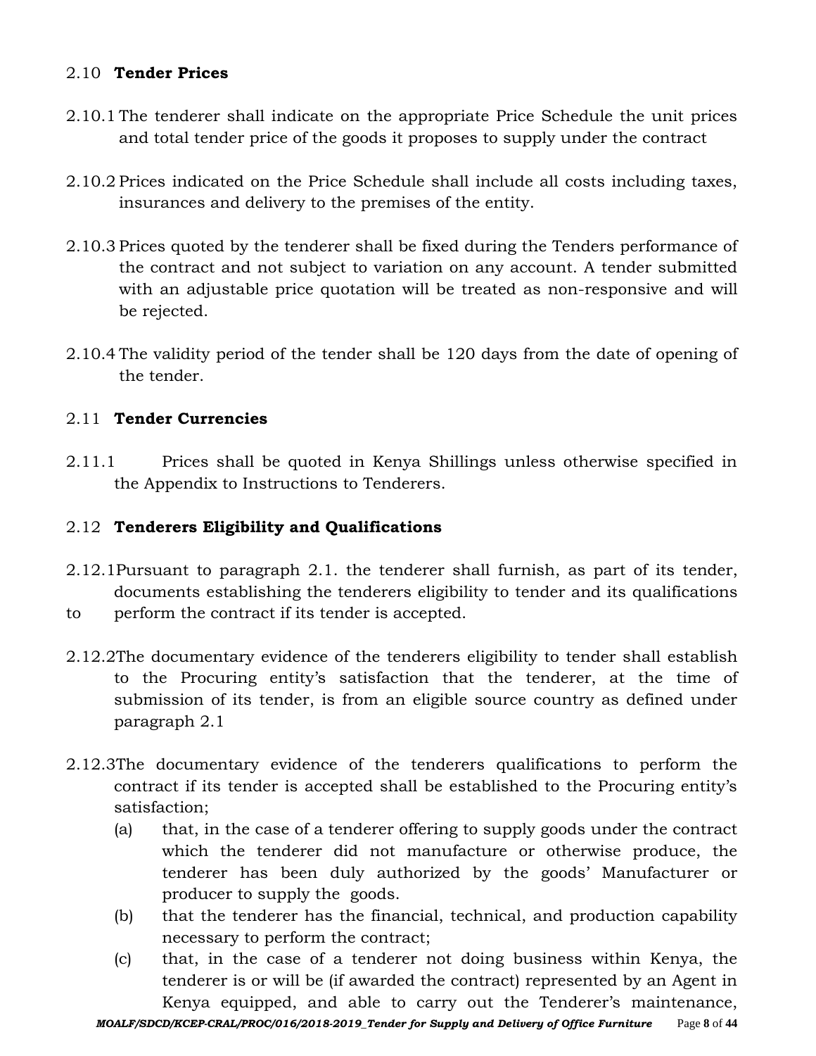### 2.10 **Tender Prices**

2.10.1 The tenderer shall indicate on the appropriate Price Schedule the unit prices and total tender price of the goods it proposes to supply under the contract

2.10.2 Prices indicated on the Price Schedule shall include all costs including taxes, insurances and delivery to the premises of the entity.

2.10.3 Prices quoted by the tenderer shall be fixed during the Tenders performance of the contract and not subject to variation on any account. A tender submitted with an adjustable price quotation will be treated as non-responsive and will be rejected.

2.10.4 The validity period of the tender shall be 120 days from the date of opening of the tender.

### 2.11 **Tender Currencies**

2.11.1 Prices shall be quoted in Kenya Shillings unless otherwise specified in the Appendix to Instructions to Tenderers.

### 2.12 **Tenderers Eligibility and Qualifications**

2.12.1 Pursuant to paragraph 2.1. the tenderer shall furnish, as part of its tender, documents establishing the tenderers eligibility to tender and its qualifications to perform the contract if its tender is accepted.

2.12.2 The documentary evidence of the tenderers eligibility to tender shall establish to the Procuring entity's satisfaction that the tenderer, at the time of submission of its tender, is from an eligible source country as defined under paragraph 2.1

2.12.3 The documentary evidence of the tenderers qualifications to perform the contract if its tender is accepted shall be established to the Procuring entity's satisfaction;

- (a) that, in the case of a tenderer offering to supply goods under the contract which the tenderer did not manufacture or otherwise produce, the tenderer has been duly authorized by the goods' Manufacturer or producer to supply the goods.
- (b) that the tenderer has the financial, technical, and production capability necessary to perform the contract;
- (c) that, in the case of a tenderer not doing business within Kenya, the tenderer is or will be (if awarded the contract) represented by an Agent in Kenya equipped, and able to carry out the Tenderer's maintenance,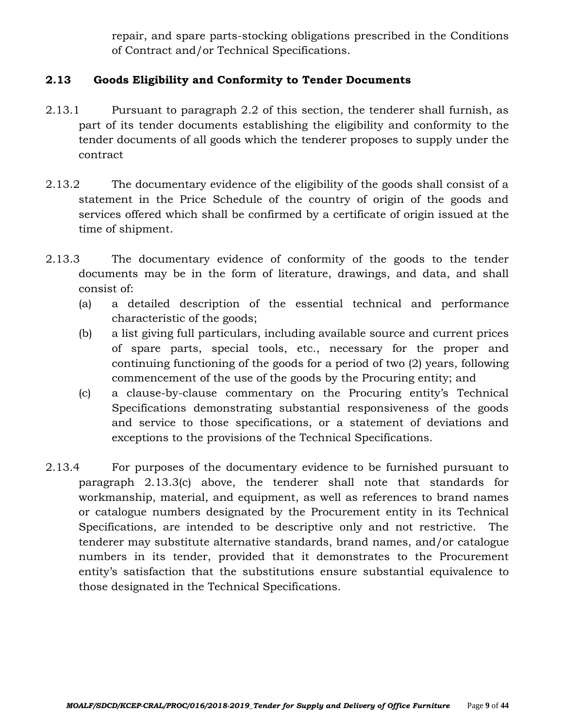repair, and spare parts-stocking obligations prescribed in the Conditions of Contract and/or Technical Specifications.

### 2.13 Goods Eligibility and Conformity to Tender Documents

2.13.1 Pursuant to paragraph 2.2 of this section, the tenderer shall furnish, as part of its tender documents establishing the eligibility and conformity to the tender documents of all goods which the tenderer proposes to supply under the contract

2.13.2 The documentary evidence of the eligibility of the goods shall consist of a statement in the Price Schedule of the country of origin of the goods and services offered which shall be confirmed by a certificate of origin issued at the time of shipment.

2.13.3 The documentary evidence of conformity of the goods to the tender documents may be in the form of literature, drawings, and data, and shall consist of:

(a) a detailed description of the essential technical and performance characteristic of the goods;

(b) a list giving full particulars, including available source and current prices of spare parts, special tools, etc., necessary for the proper and continuing functioning of the goods for a period of two (2) years, following commencement of the use of the goods by the Procuring entity; and

(c) a clause-by-clause commentary on the Procuring entity's Technical Specifications demonstrating substantial responsiveness of the goods and service to those specifications, or a statement of deviations and exceptions to the provisions of the Technical Specifications.

2.13.4 For purposes of the documentary evidence to be furnished pursuant to paragraph 2.13.3(c) above, the tenderer shall note that standards for workmanship, material, and equipment, as well as references to brand names or catalogue numbers designated by the Procurement entity in its Technical Specifications, are intended to be descriptive only and not restrictive. The tenderer may substitute alternative standards, brand names, and/or catalogue numbers in its tender, provided that it demonstrates to the Procurement entity's satisfaction that the substitutions ensure substantial equivalence to those designated in the Technical Specifications.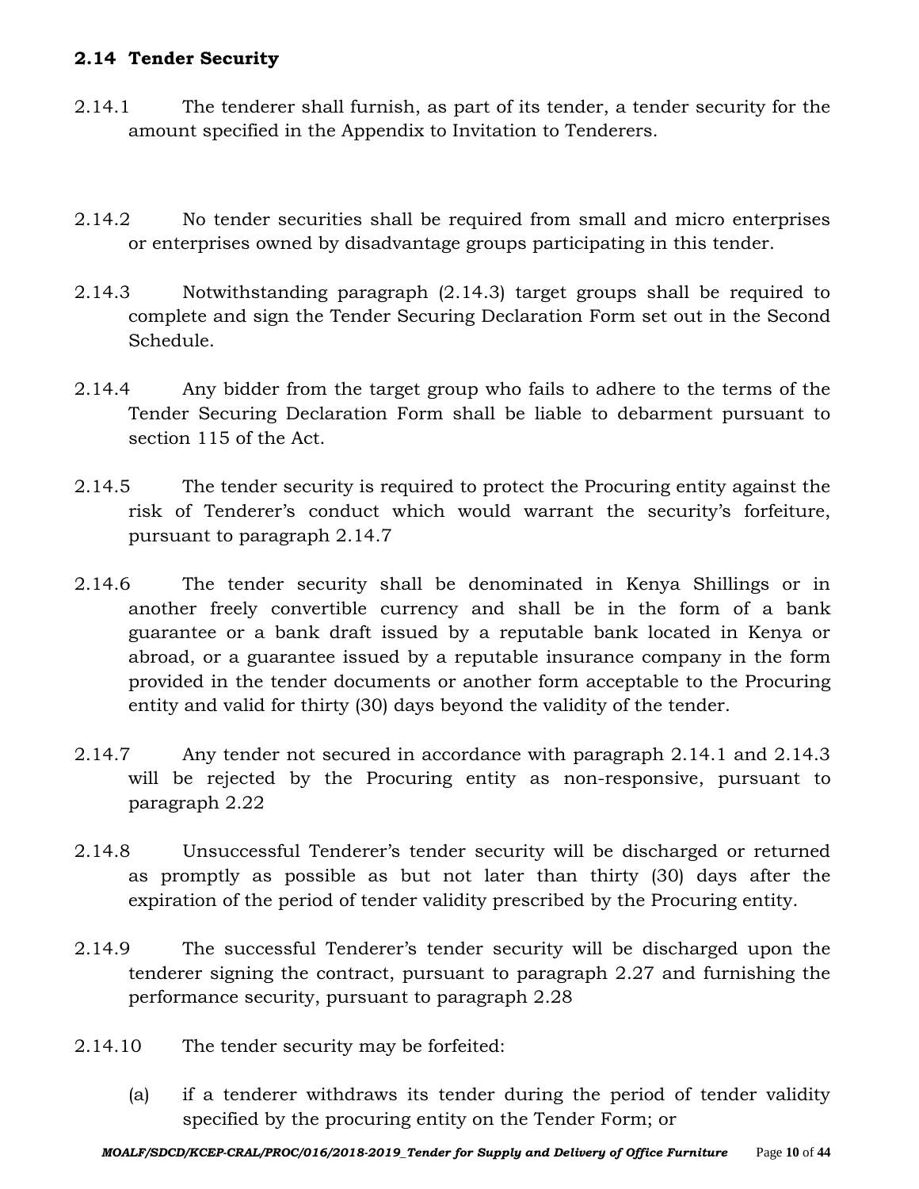### 2.14 Tender Security

2.14.1 The tenderer shall furnish, as part of its tender, a tender security for the amount specified in the Appendix to Invitation to Tenderers.

2.14.2 No tender securities shall be required from small and micro enterprises or enterprises owned by disadvantage groups participating in this tender.

2.14.3 Notwithstanding paragraph (2.14.3) target groups shall be required to complete and sign the Tender Securing Declaration Form set out in the Second Schedule.

2.14.4 Any bidder from the target group who fails to adhere to the terms of the Tender Securing Declaration Form shall be liable to debarment pursuant to section 115 of the Act.

2.14.5 The tender security is required to protect the Procuring entity against the risk of Tenderer's conduct which would warrant the security's forfeiture, pursuant to paragraph 2.14.7

2.14.6 The tender security shall be denominated in Kenya Shillings or in another freely convertible currency and shall be in the form of a bank guarantee or a bank draft issued by a reputable bank located in Kenya or abroad, or a guarantee issued by a reputable insurance company in the form provided in the tender documents or another form acceptable to the Procuring entity and valid for thirty (30) days beyond the validity of the tender.

2.14.7 Any tender not secured in accordance with paragraph 2.14.1 and 2.14.3 will be rejected by the Procuring entity as non-responsive, pursuant to paragraph 2.22

2.14.8 Unsuccessful Tenderer's tender security will be discharged or returned as promptly as possible as but not later than thirty (30) days after the expiration of the period of tender validity prescribed by the Procuring entity.

2.14.9 The successful Tenderer's tender security will be discharged upon the tenderer signing the contract, pursuant to paragraph 2.27 and furnishing the performance security, pursuant to paragraph 2.28

2.14.10 The tender security may be forfeited:

(a) if a tenderer withdraws its tender during the period of tender validity specified by the procuring entity on the Tender Form; or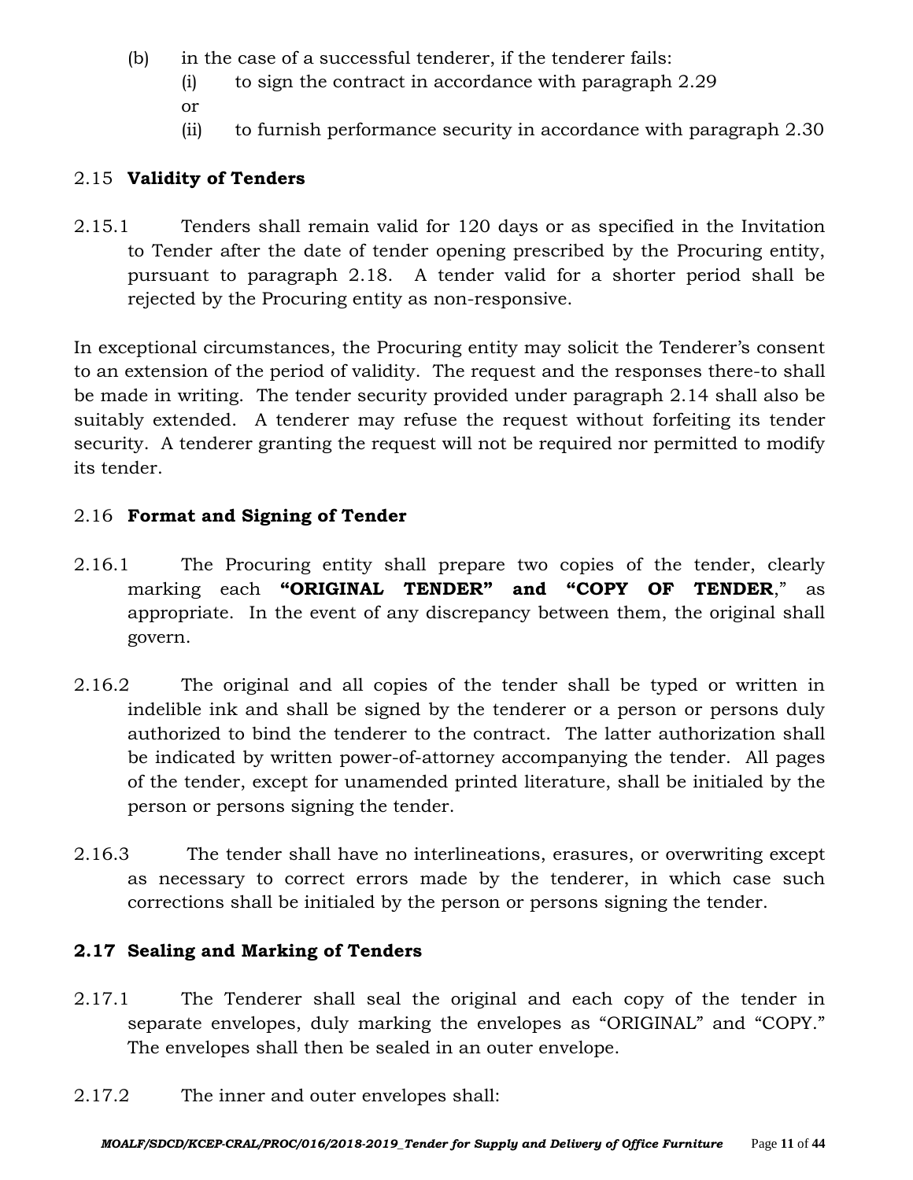(b) in the case of a successful tenderer, if the tenderer fails:

(i) to sign the contract in accordance with paragraph 2.29

or

(ii) to furnish performance security in accordance with paragraph 2.30

### 2.15 **Validity of Tenders**

2.15.1 Tenders shall remain valid for 120 days or as specified in the Invitation to Tender after the date of tender opening prescribed by the Procuring entity, pursuant to paragraph 2.18. A tender valid for a shorter period shall be rejected by the Procuring entity as non-responsive.

In exceptional circumstances, the Procuring entity may solicit the Tenderer's consent to an extension of the period of validity. The request and the responses there-to shall be made in writing. The tender security provided under paragraph 2.14 shall also be suitably extended. A tenderer may refuse the request without forfeiting its tender security. A tenderer granting the request will not be required nor permitted to modify its tender.

### 2.16 **Format and Signing of Tender**

2.16.1 The Procuring entity shall prepare two copies of the tender, clearly marking each **"ORIGINAL TENDER" and "COPY OF TENDER**," as appropriate. In the event of any discrepancy between them, the original shall govern.

2.16.2 The original and all copies of the tender shall be typed or written in indelible ink and shall be signed by the tenderer or a person or persons duly authorized to bind the tenderer to the contract. The latter authorization shall be indicated by written power-of-attorney accompanying the tender. All pages of the tender, except for unamended printed literature, shall be initialed by the person or persons signing the tender.

2.16.3 The tender shall have no interlineations, erasures, or overwriting except as necessary to correct errors made by the tenderer, in which case such corrections shall be initialed by the person or persons signing the tender.

### **2.17 Sealing and Marking of Tenders**

2.17.1 The Tenderer shall seal the original and each copy of the tender in separate envelopes, duly marking the envelopes as "ORIGINAL" and "COPY." The envelopes shall then be sealed in an outer envelope.

2.17.2 The inner and outer envelopes shall: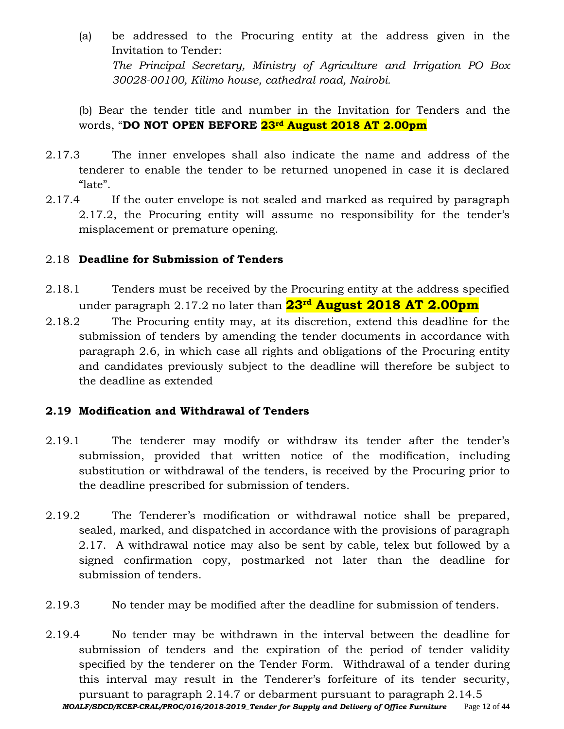(a) be addressed to the Procuring entity at the address given in the Invitation to Tender:
*The Principal Secretary, Ministry of Agriculture and Irrigation PO Box 30028-00100, Kilimo house, cathedral road, Nairobi.*

(b) Bear the tender title and number in the Invitation for Tenders and the words, "**DO NOT OPEN BEFORE 23rd August 2018 AT 2.00pm**

2.17.3 The inner envelopes shall also indicate the name and address of the tenderer to enable the tender to be returned unopened in case it is declared "late".

2.17.4 If the outer envelope is not sealed and marked as required by paragraph 2.17.2, the Procuring entity will assume no responsibility for the tender's misplacement or premature opening.

## 2.18 Deadline for Submission of Tenders

2.18.1 Tenders must be received by the Procuring entity at the address specified under paragraph 2.17.2 no later than **23rd August 2018 AT 2.00pm**

2.18.2 The Procuring entity may, at its discretion, extend this deadline for the submission of tenders by amending the tender documents in accordance with paragraph 2.6, in which case all rights and obligations of the Procuring entity and candidates previously subject to the deadline will therefore be subject to the deadline as extended

## 2.19 Modification and Withdrawal of Tenders

2.19.1 The tenderer may modify or withdraw its tender after the tender's submission, provided that written notice of the modification, including substitution or withdrawal of the tenders, is received by the Procuring prior to the deadline prescribed for submission of tenders.

2.19.2 The Tenderer's modification or withdrawal notice shall be prepared, sealed, marked, and dispatched in accordance with the provisions of paragraph 2.17. A withdrawal notice may also be sent by cable, telex but followed by a signed confirmation copy, postmarked not later than the deadline for submission of tenders.

2.19.3 No tender may be modified after the deadline for submission of tenders.

2.19.4 No tender may be withdrawn in the interval between the deadline for submission of tenders and the expiration of the period of tender validity specified by the tenderer on the Tender Form. Withdrawal of a tender during this interval may result in the Tenderer's forfeiture of its tender security, pursuant to paragraph 2.14.7 or debarment pursuant to paragraph 2.14.5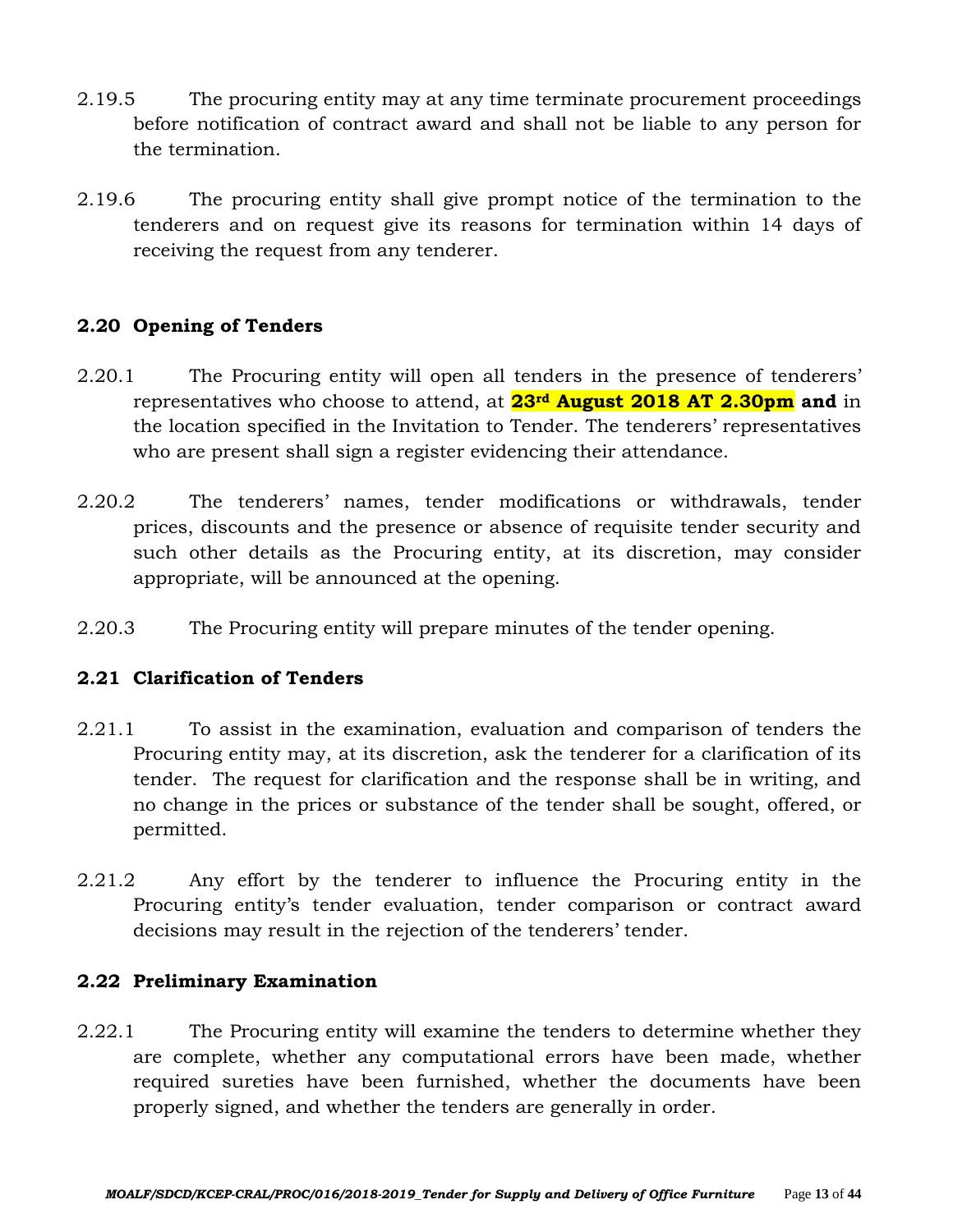2.19.5 The procuring entity may at any time terminate procurement proceedings before notification of contract award and shall not be liable to any person for the termination.

2.19.6 The procuring entity shall give prompt notice of the termination to the tenderers and on request give its reasons for termination within 14 days of receiving the request from any tenderer.

## 2.20 Opening of Tenders

2.20.1 The Procuring entity will open all tenders in the presence of tenderers' representatives who choose to attend, at **23rd August 2018 AT 2.30pm and** in the location specified in the Invitation to Tender. The tenderers' representatives who are present shall sign a register evidencing their attendance.

2.20.2 The tenderers' names, tender modifications or withdrawals, tender prices, discounts and the presence or absence of requisite tender security and such other details as the Procuring entity, at its discretion, may consider appropriate, will be announced at the opening.

2.20.3 The Procuring entity will prepare minutes of the tender opening.

## 2.21 Clarification of Tenders

2.21.1 To assist in the examination, evaluation and comparison of tenders the Procuring entity may, at its discretion, ask the tenderer for a clarification of its tender. The request for clarification and the response shall be in writing, and no change in the prices or substance of the tender shall be sought, offered, or permitted.

2.21.2 Any effort by the tenderer to influence the Procuring entity in the Procuring entity's tender evaluation, tender comparison or contract award decisions may result in the rejection of the tenderers' tender.

## 2.22 Preliminary Examination

2.22.1 The Procuring entity will examine the tenders to determine whether they are complete, whether any computational errors have been made, whether required sureties have been furnished, whether the documents have been properly signed, and whether the tenders are generally in order.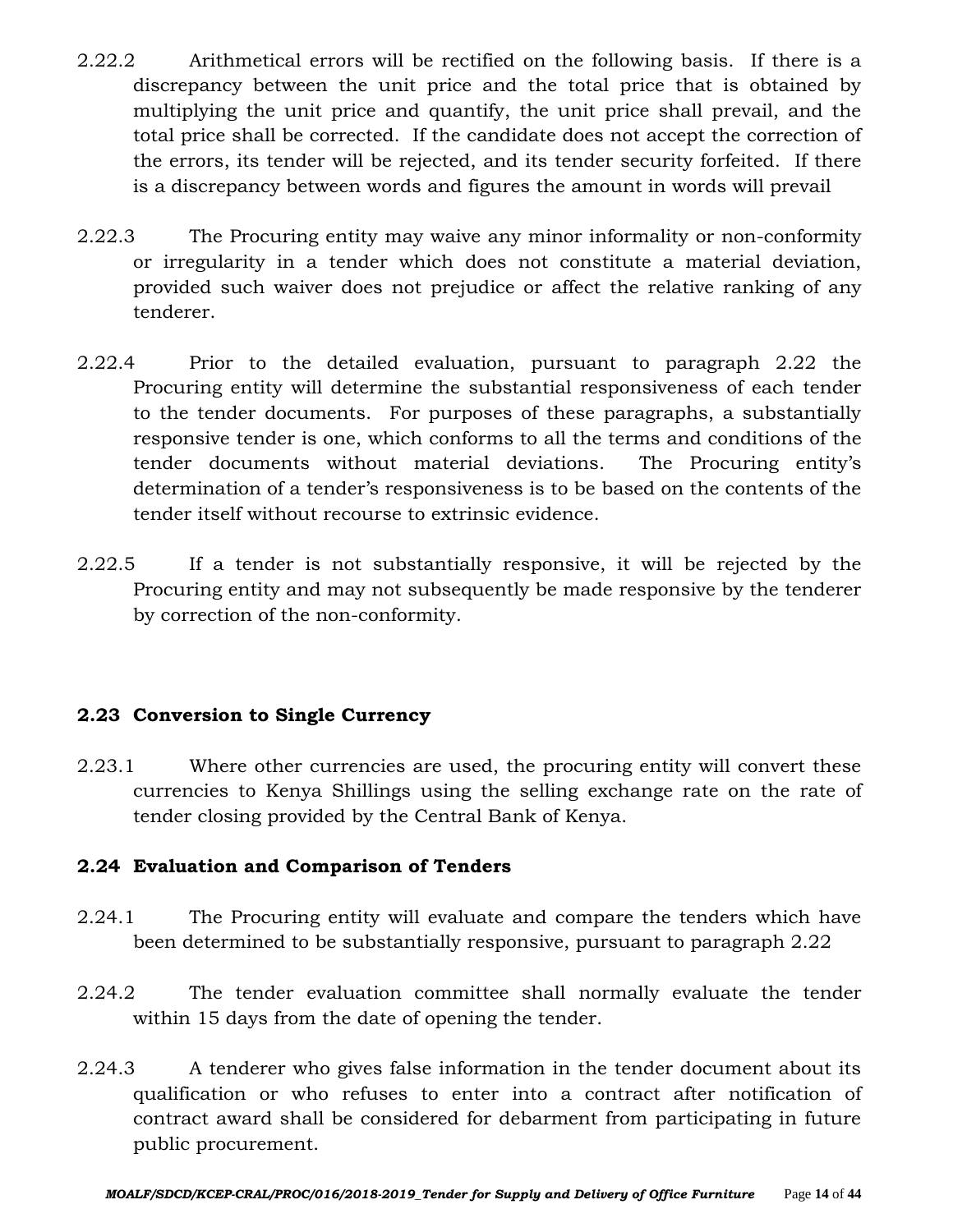2.22.2 Arithmetical errors will be rectified on the following basis. If there is a discrepancy between the unit price and the total price that is obtained by multiplying the unit price and quantify, the unit price shall prevail, and the total price shall be corrected. If the candidate does not accept the correction of the errors, its tender will be rejected, and its tender security forfeited. If there is a discrepancy between words and figures the amount in words will prevail

2.22.3 The Procuring entity may waive any minor informality or non-conformity or irregularity in a tender which does not constitute a material deviation, provided such waiver does not prejudice or affect the relative ranking of any tenderer.

2.22.4 Prior to the detailed evaluation, pursuant to paragraph 2.22 the Procuring entity will determine the substantial responsiveness of each tender to the tender documents. For purposes of these paragraphs, a substantially responsive tender is one, which conforms to all the terms and conditions of the tender documents without material deviations. The Procuring entity's determination of a tender's responsiveness is to be based on the contents of the tender itself without recourse to extrinsic evidence.

2.22.5 If a tender is not substantially responsive, it will be rejected by the Procuring entity and may not subsequently be made responsive by the tenderer by correction of the non-conformity.

### 2.23 Conversion to Single Currency

2.23.1 Where other currencies are used, the procuring entity will convert these currencies to Kenya Shillings using the selling exchange rate on the rate of tender closing provided by the Central Bank of Kenya.

### 2.24 Evaluation and Comparison of Tenders

2.24.1 The Procuring entity will evaluate and compare the tenders which have been determined to be substantially responsive, pursuant to paragraph 2.22

2.24.2 The tender evaluation committee shall normally evaluate the tender within 15 days from the date of opening the tender.

2.24.3 A tenderer who gives false information in the tender document about its qualification or who refuses to enter into a contract after notification of contract award shall be considered for debarment from participating in future public procurement.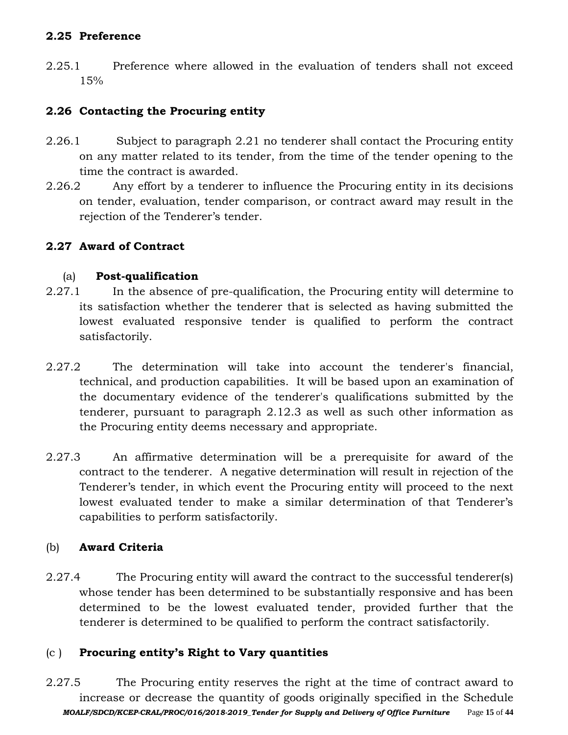### 2.25 Preference

2.25.1 Preference where allowed in the evaluation of tenders shall not exceed 15%

### 2.26 Contacting the Procuring entity

2.26.1 Subject to paragraph 2.21 no tenderer shall contact the Procuring entity on any matter related to its tender, from the time of the tender opening to the time the contract is awarded.

2.26.2 Any effort by a tenderer to influence the Procuring entity in its decisions on tender, evaluation, tender comparison, or contract award may result in the rejection of the Tenderer's tender.

### 2.27 Award of Contract

(a) **Post-qualification**

2.27.1 In the absence of pre-qualification, the Procuring entity will determine to its satisfaction whether the tenderer that is selected as having submitted the lowest evaluated responsive tender is qualified to perform the contract satisfactorily.

2.27.2 The determination will take into account the tenderer's financial, technical, and production capabilities. It will be based upon an examination of the documentary evidence of the tenderer's qualifications submitted by the tenderer, pursuant to paragraph 2.12.3 as well as such other information as the Procuring entity deems necessary and appropriate.

2.27.3 An affirmative determination will be a prerequisite for award of the contract to the tenderer. A negative determination will result in rejection of the Tenderer's tender, in which event the Procuring entity will proceed to the next lowest evaluated tender to make a similar determination of that Tenderer's capabilities to perform satisfactorily.

(b) **Award Criteria**

2.27.4 The Procuring entity will award the contract to the successful tenderer(s) whose tender has been determined to be substantially responsive and has been determined to be the lowest evaluated tender, provided further that the tenderer is determined to be qualified to perform the contract satisfactorily.

(c ) **Procuring entity's Right to Vary quantities**

2.27.5 The Procuring entity reserves the right at the time of contract award to increase or decrease the quantity of goods originally specified in the Schedule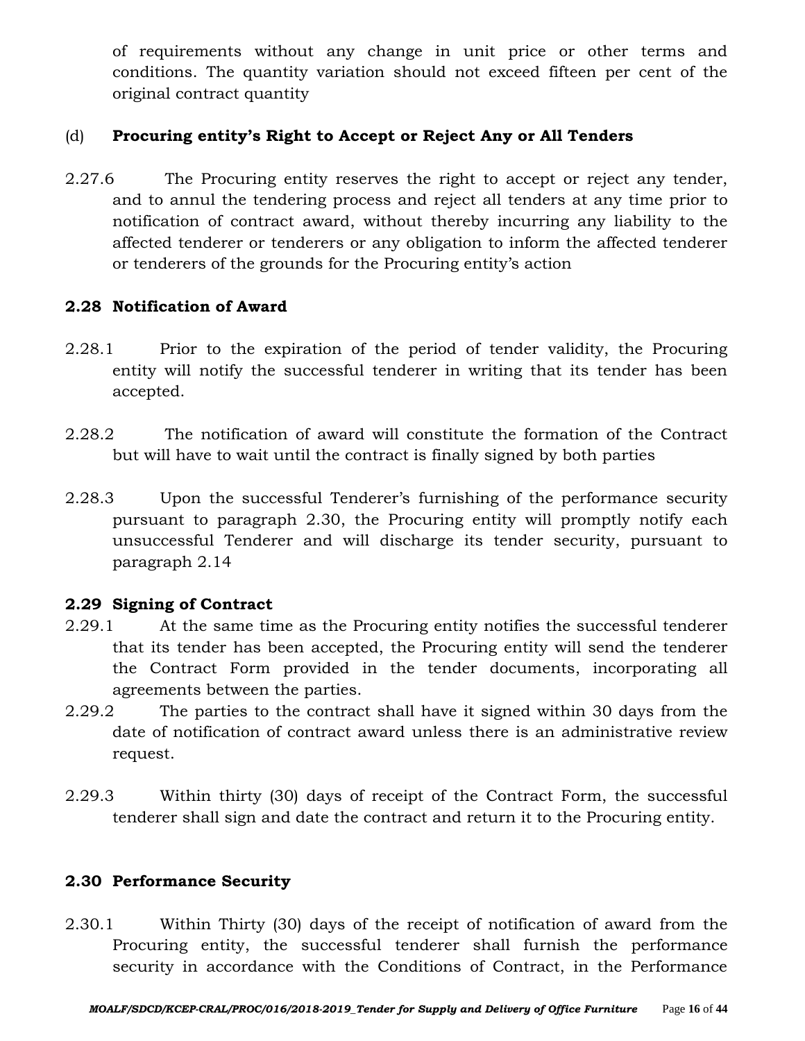of requirements without any change in unit price or other terms and conditions. The quantity variation should not exceed fifteen per cent of the original contract quantity

(d) **Procuring entity's Right to Accept or Reject Any or All Tenders**

2.27.6 The Procuring entity reserves the right to accept or reject any tender, and to annul the tendering process and reject all tenders at any time prior to notification of contract award, without thereby incurring any liability to the affected tenderer or tenderers or any obligation to inform the affected tenderer or tenderers of the grounds for the Procuring entity's action

### 2.28 Notification of Award

2.28.1 Prior to the expiration of the period of tender validity, the Procuring entity will notify the successful tenderer in writing that its tender has been accepted.

2.28.2 The notification of award will constitute the formation of the Contract but will have to wait until the contract is finally signed by both parties

2.28.3 Upon the successful Tenderer's furnishing of the performance security pursuant to paragraph 2.30, the Procuring entity will promptly notify each unsuccessful Tenderer and will discharge its tender security, pursuant to paragraph 2.14

### 2.29 Signing of Contract

2.29.1 At the same time as the Procuring entity notifies the successful tenderer that its tender has been accepted, the Procuring entity will send the tenderer the Contract Form provided in the tender documents, incorporating all agreements between the parties.

2.29.2 The parties to the contract shall have it signed within 30 days from the date of notification of contract award unless there is an administrative review request.

2.29.3 Within thirty (30) days of receipt of the Contract Form, the successful tenderer shall sign and date the contract and return it to the Procuring entity.

### 2.30 Performance Security

2.30.1 Within Thirty (30) days of the receipt of notification of award from the Procuring entity, the successful tenderer shall furnish the performance security in accordance with the Conditions of Contract, in the Performance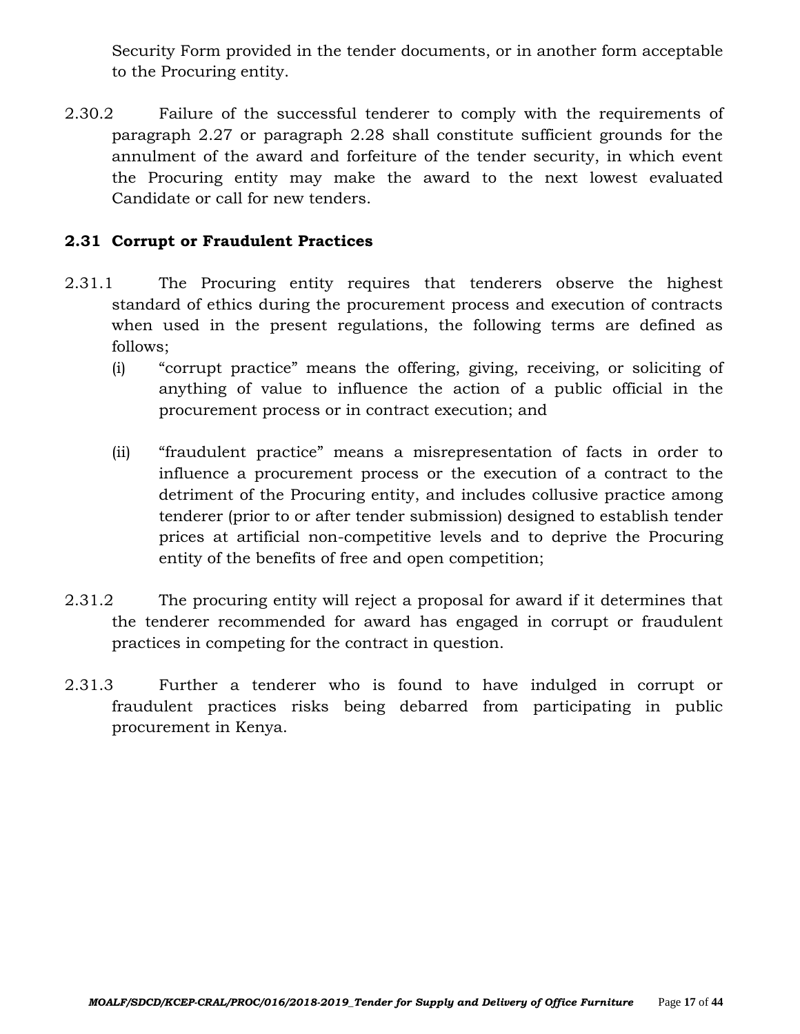Security Form provided in the tender documents, or in another form acceptable to the Procuring entity.

2.30.2 Failure of the successful tenderer to comply with the requirements of paragraph 2.27 or paragraph 2.28 shall constitute sufficient grounds for the annulment of the award and forfeiture of the tender security, in which event the Procuring entity may make the award to the next lowest evaluated Candidate or call for new tenders.

## 2.31 Corrupt or Fraudulent Practices

2.31.1 The Procuring entity requires that tenderers observe the highest standard of ethics during the procurement process and execution of contracts when used in the present regulations, the following terms are defined as follows;

(i) "corrupt practice" means the offering, giving, receiving, or soliciting of anything of value to influence the action of a public official in the procurement process or in contract execution; and

(ii) "fraudulent practice" means a misrepresentation of facts in order to influence a procurement process or the execution of a contract to the detriment of the Procuring entity, and includes collusive practice among tenderer (prior to or after tender submission) designed to establish tender prices at artificial non-competitive levels and to deprive the Procuring entity of the benefits of free and open competition;

2.31.2 The procuring entity will reject a proposal for award if it determines that the tenderer recommended for award has engaged in corrupt or fraudulent practices in competing for the contract in question.

2.31.3 Further a tenderer who is found to have indulged in corrupt or fraudulent practices risks being debarred from participating in public procurement in Kenya.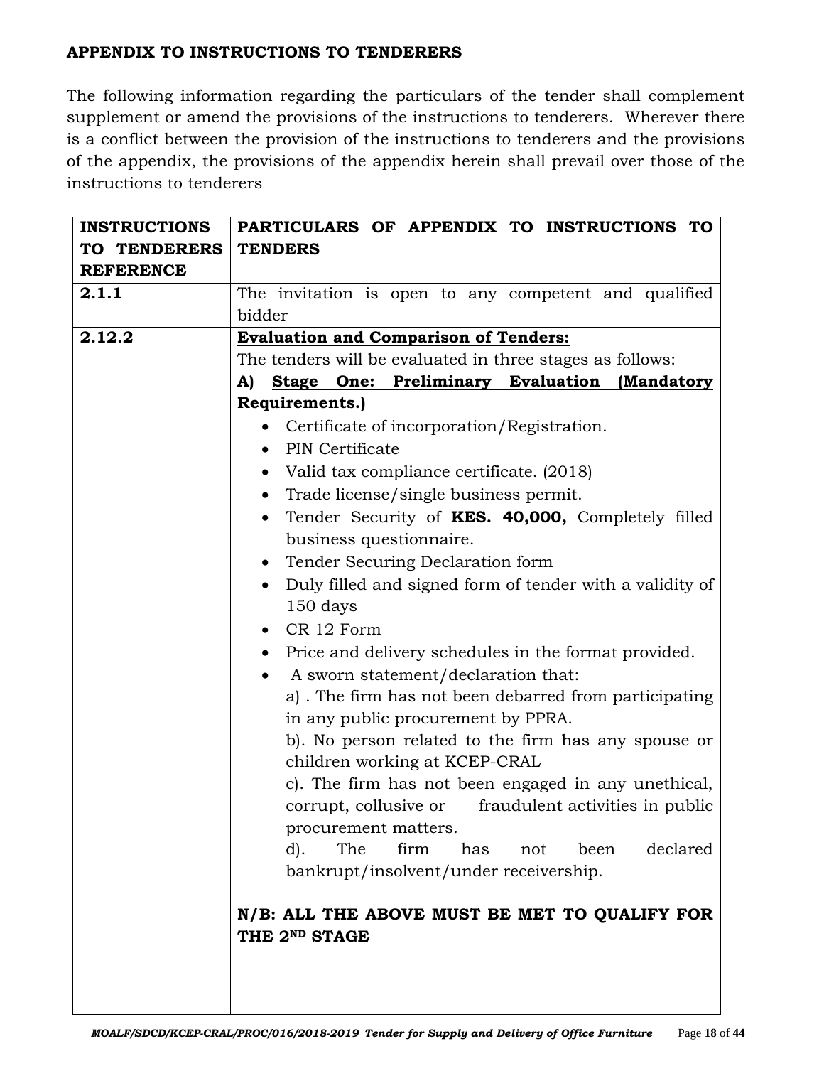## APPENDIX TO INSTRUCTIONS TO TENDERERS

The following information regarding the particulars of the tender shall complement supplement or amend the provisions of the instructions to tenderers. Wherever there is a conflict between the provision of the instructions to tenderers and the provisions of the appendix, the provisions of the appendix herein shall prevail over those of the instructions to tenderers

| INSTRUCTIONS TO TENDERERS REFERENCE | PARTICULARS OF APPENDIX TO INSTRUCTIONS TO TENDERS |
|---|---|
| **2.1.1** | The invitation is open to any competent and qualified bidder |
| **2.12.2** | **Evaluation and Comparison of Tenders:**<br>The tenders will be evaluated in three stages as follows:<br>**A) Stage One: Preliminary Evaluation (Mandatory Requirements.)**<br>• Certificate of incorporation/Registration.<br>• PIN Certificate<br>• Valid tax compliance certificate. (2018)<br>• Trade license/single business permit.<br>• Tender Security of **KES. 40,000,** Completely filled business questionnaire.<br>• Tender Securing Declaration form<br>• Duly filled and signed form of tender with a validity of 150 days<br>• CR 12 Form<br>• Price and delivery schedules in the format provided.<br>• A sworn statement/declaration that:<br>a) . The firm has not been debarred from participating in any public procurement by PPRA.<br>b). No person related to the firm has any spouse or children working at KCEP-CRAL<br>c). The firm has not been engaged in any unethical, corrupt, collusive or fraudulent activities in public procurement matters.<br>d). The firm has not been declared bankrupt/insolvent/under receivership.<br><br>**N/B: ALL THE ABOVE MUST BE MET TO QUALIFY FOR THE 2ND STAGE** |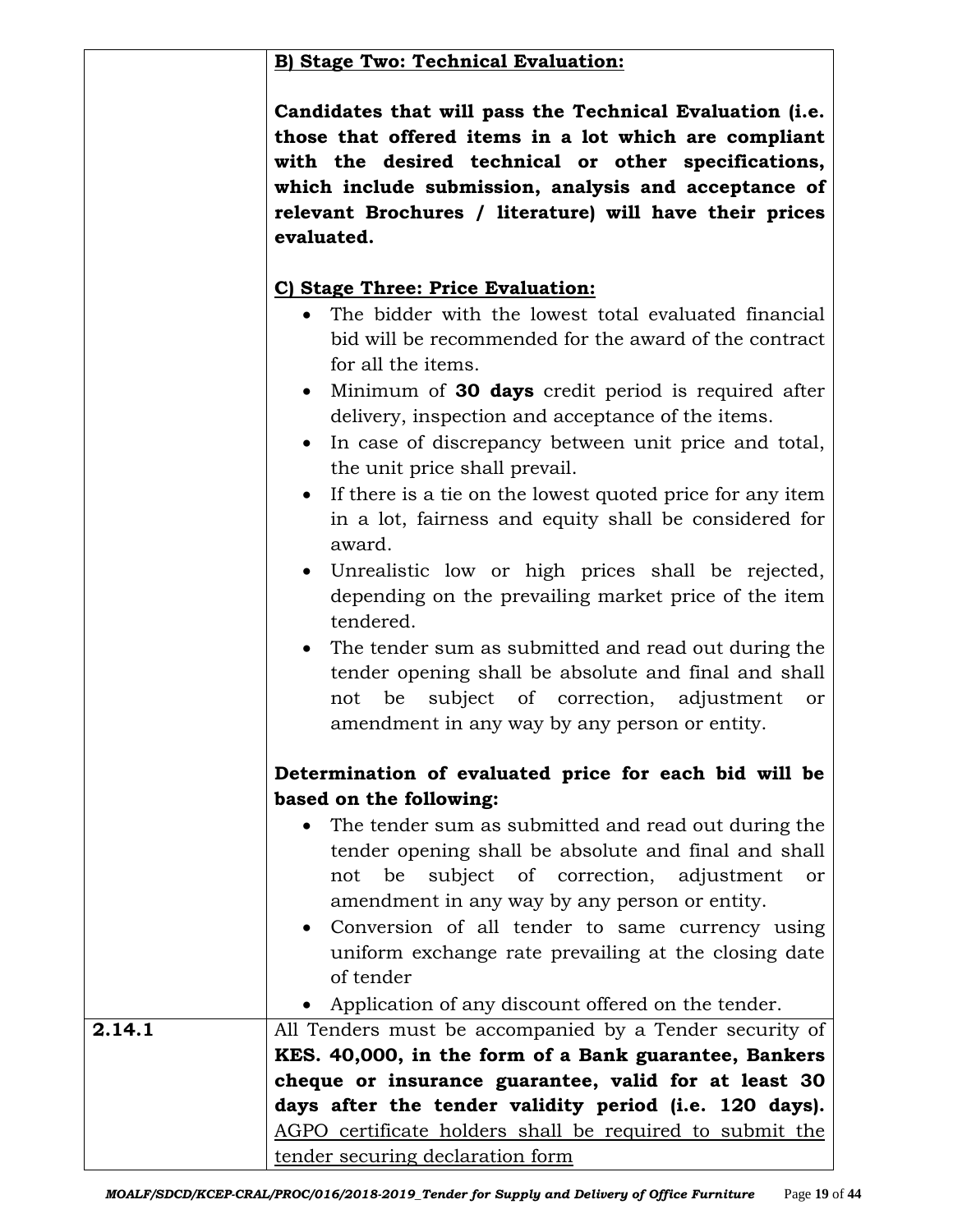| | |
|---|---|
| | **B) Stage Two: Technical Evaluation:**<br><br>**Candidates that will pass the Technical Evaluation (i.e. those that offered items in a lot which are compliant with the desired technical or other specifications, which include submission, analysis and acceptance of relevant Brochures / literature) will have their prices evaluated.**<br><br>**C) Stage Three: Price Evaluation:**<br>• The bidder with the lowest total evaluated financial bid will be recommended for the award of the contract for all the items.<br>• Minimum of **30 days** credit period is required after delivery, inspection and acceptance of the items.<br>• In case of discrepancy between unit price and total, the unit price shall prevail.<br>• If there is a tie on the lowest quoted price for any item in a lot, fairness and equity shall be considered for award.<br>• Unrealistic low or high prices shall be rejected, depending on the prevailing market price of the item tendered.<br>• The tender sum as submitted and read out during the tender opening shall be absolute and final and shall not be subject of correction, adjustment or amendment in any way by any person or entity.<br><br>**Determination of evaluated price for each bid will be based on the following:**<br>• The tender sum as submitted and read out during the tender opening shall be absolute and final and shall not be subject of correction, adjustment or amendment in any way by any person or entity.<br>• Conversion of all tender to same currency using uniform exchange rate prevailing at the closing date of tender<br>• Application of any discount offered on the tender. |
| **2.14.1** | All Tenders must be accompanied by a Tender security of **KES. 40,000, in the form of a Bank guarantee, Bankers cheque or insurance guarantee, valid for at least 30 days after the tender validity period (i.e. 120 days).** AGPO certificate holders shall be required to submit the tender securing declaration form |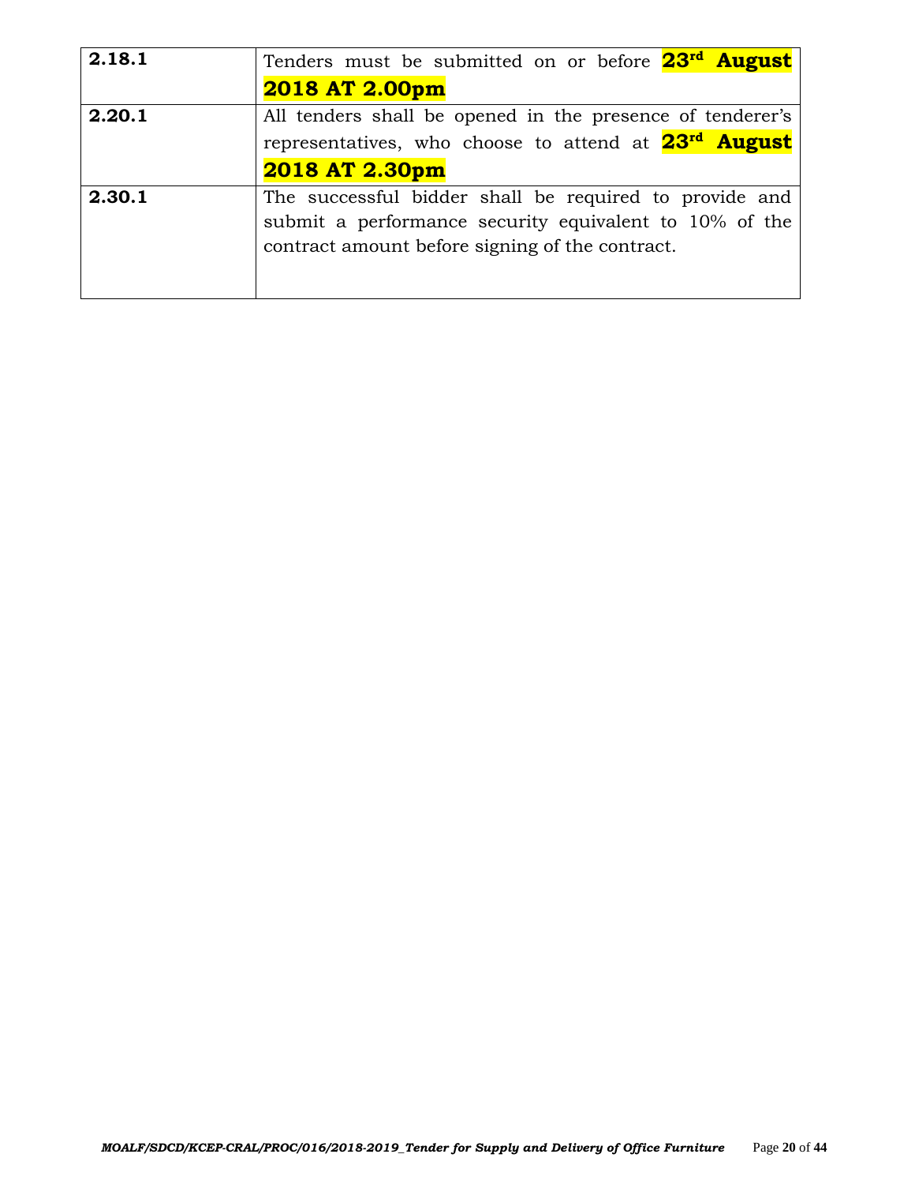| | |
|---|---|
| **2.18.1** | Tenders must be submitted on or before **23rd August 2018 AT 2.00pm** |
| **2.20.1** | All tenders shall be opened in the presence of tenderer's representatives, who choose to attend at **23rd August 2018 AT 2.30pm** |
| **2.30.1** | The successful bidder shall be required to provide and submit a performance security equivalent to 10% of the contract amount before signing of the contract. |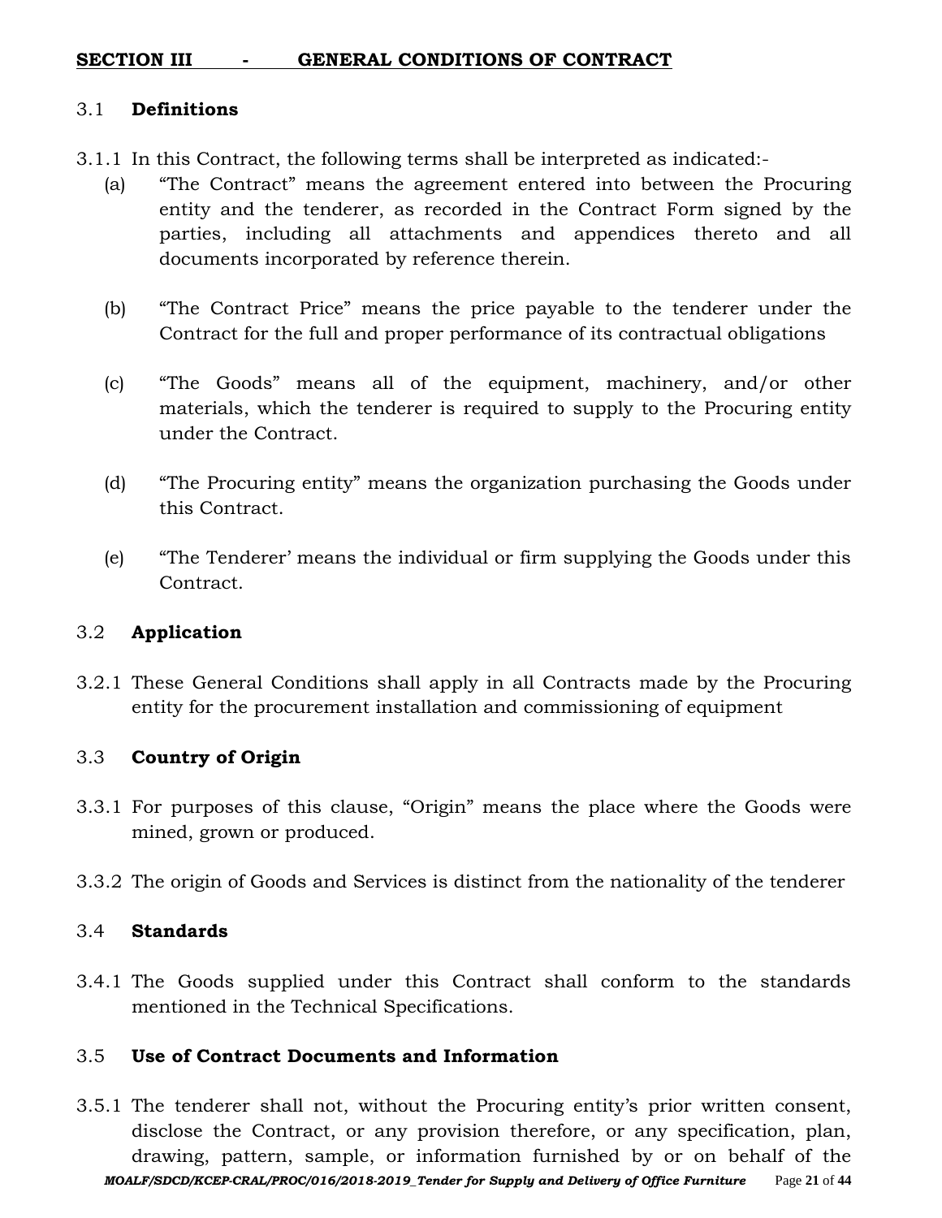## SECTION III - GENERAL CONDITIONS OF CONTRACT

### 3.1 Definitions

3.1.1 In this Contract, the following terms shall be interpreted as indicated:-

(a) "The Contract" means the agreement entered into between the Procuring entity and the tenderer, as recorded in the Contract Form signed by the parties, including all attachments and appendices thereto and all documents incorporated by reference therein.

(b) "The Contract Price" means the price payable to the tenderer under the Contract for the full and proper performance of its contractual obligations

(c) "The Goods" means all of the equipment, machinery, and/or other materials, which the tenderer is required to supply to the Procuring entity under the Contract.

(d) "The Procuring entity" means the organization purchasing the Goods under this Contract.

(e) "The Tenderer' means the individual or firm supplying the Goods under this Contract.

### 3.2 Application

3.2.1 These General Conditions shall apply in all Contracts made by the Procuring entity for the procurement installation and commissioning of equipment

### 3.3 Country of Origin

3.3.1 For purposes of this clause, "Origin" means the place where the Goods were mined, grown or produced.

3.3.2 The origin of Goods and Services is distinct from the nationality of the tenderer

### 3.4 Standards

3.4.1 The Goods supplied under this Contract shall conform to the standards mentioned in the Technical Specifications.

### 3.5 Use of Contract Documents and Information

3.5.1 The tenderer shall not, without the Procuring entity's prior written consent, disclose the Contract, or any provision therefore, or any specification, plan, drawing, pattern, sample, or information furnished by or on behalf of the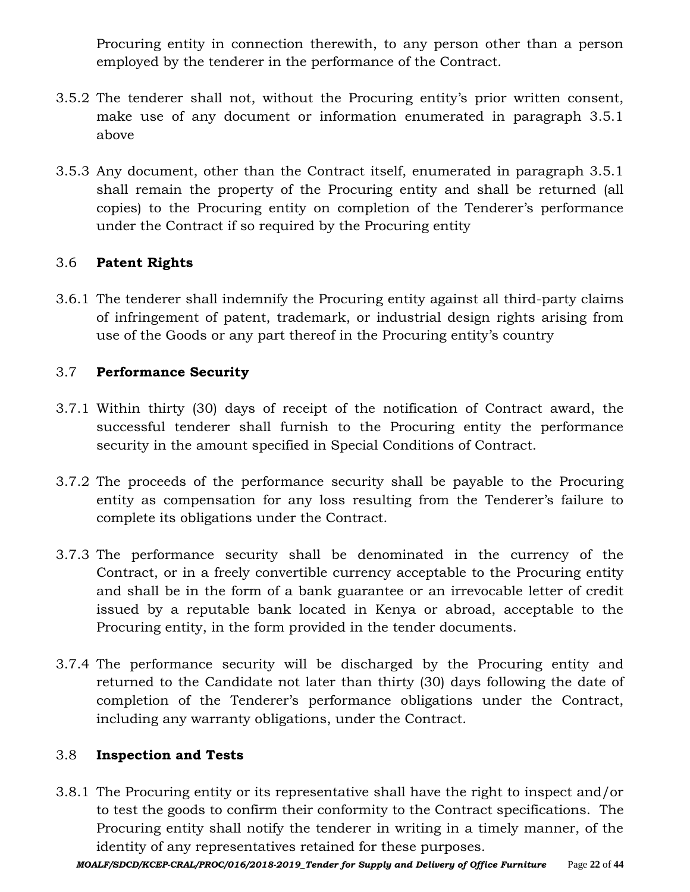Procuring entity in connection therewith, to any person other than a person employed by the tenderer in the performance of the Contract.

3.5.2 The tenderer shall not, without the Procuring entity's prior written consent, make use of any document or information enumerated in paragraph 3.5.1 above

3.5.3 Any document, other than the Contract itself, enumerated in paragraph 3.5.1 shall remain the property of the Procuring entity and shall be returned (all copies) to the Procuring entity on completion of the Tenderer's performance under the Contract if so required by the Procuring entity

### 3.6 Patent Rights

3.6.1 The tenderer shall indemnify the Procuring entity against all third-party claims of infringement of patent, trademark, or industrial design rights arising from use of the Goods or any part thereof in the Procuring entity's country

### 3.7 Performance Security

3.7.1 Within thirty (30) days of receipt of the notification of Contract award, the successful tenderer shall furnish to the Procuring entity the performance security in the amount specified in Special Conditions of Contract.

3.7.2 The proceeds of the performance security shall be payable to the Procuring entity as compensation for any loss resulting from the Tenderer's failure to complete its obligations under the Contract.

3.7.3 The performance security shall be denominated in the currency of the Contract, or in a freely convertible currency acceptable to the Procuring entity and shall be in the form of a bank guarantee or an irrevocable letter of credit issued by a reputable bank located in Kenya or abroad, acceptable to the Procuring entity, in the form provided in the tender documents.

3.7.4 The performance security will be discharged by the Procuring entity and returned to the Candidate not later than thirty (30) days following the date of completion of the Tenderer's performance obligations under the Contract, including any warranty obligations, under the Contract.

### 3.8 Inspection and Tests

3.8.1 The Procuring entity or its representative shall have the right to inspect and/or to test the goods to confirm their conformity to the Contract specifications. The Procuring entity shall notify the tenderer in writing in a timely manner, of the identity of any representatives retained for these purposes.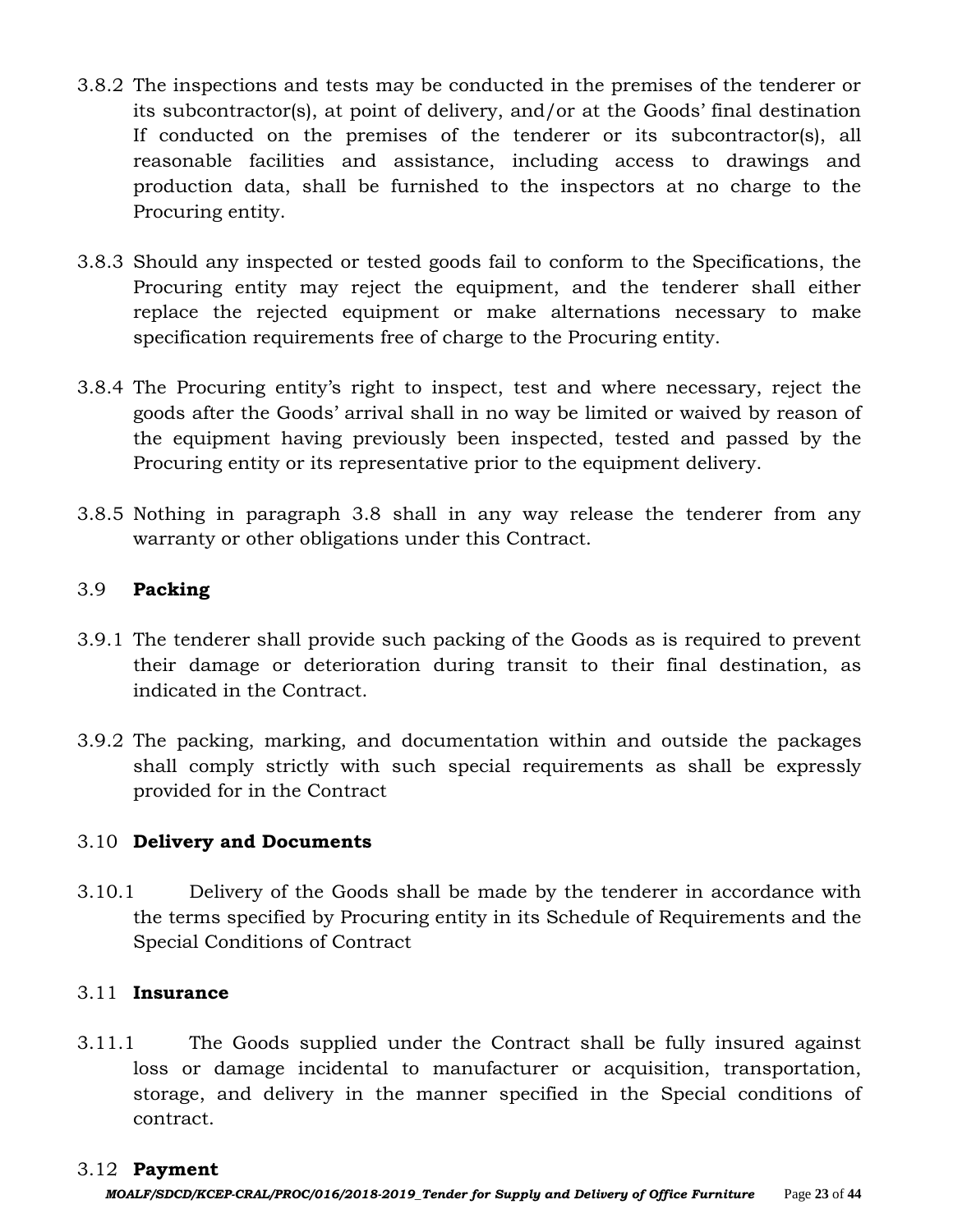3.8.2 The inspections and tests may be conducted in the premises of the tenderer or its subcontractor(s), at point of delivery, and/or at the Goods' final destination If conducted on the premises of the tenderer or its subcontractor(s), all reasonable facilities and assistance, including access to drawings and production data, shall be furnished to the inspectors at no charge to the Procuring entity.

3.8.3 Should any inspected or tested goods fail to conform to the Specifications, the Procuring entity may reject the equipment, and the tenderer shall either replace the rejected equipment or make alternations necessary to make specification requirements free of charge to the Procuring entity.

3.8.4 The Procuring entity's right to inspect, test and where necessary, reject the goods after the Goods' arrival shall in no way be limited or waived by reason of the equipment having previously been inspected, tested and passed by the Procuring entity or its representative prior to the equipment delivery.

3.8.5 Nothing in paragraph 3.8 shall in any way release the tenderer from any warranty or other obligations under this Contract.

### 3.9 **Packing**

3.9.1 The tenderer shall provide such packing of the Goods as is required to prevent their damage or deterioration during transit to their final destination, as indicated in the Contract.

3.9.2 The packing, marking, and documentation within and outside the packages shall comply strictly with such special requirements as shall be expressly provided for in the Contract

### 3.10 **Delivery and Documents**

3.10.1 Delivery of the Goods shall be made by the tenderer in accordance with the terms specified by Procuring entity in its Schedule of Requirements and the Special Conditions of Contract

### 3.11 **Insurance**

3.11.1 The Goods supplied under the Contract shall be fully insured against loss or damage incidental to manufacturer or acquisition, transportation, storage, and delivery in the manner specified in the Special conditions of contract.

### 3.12 **Payment**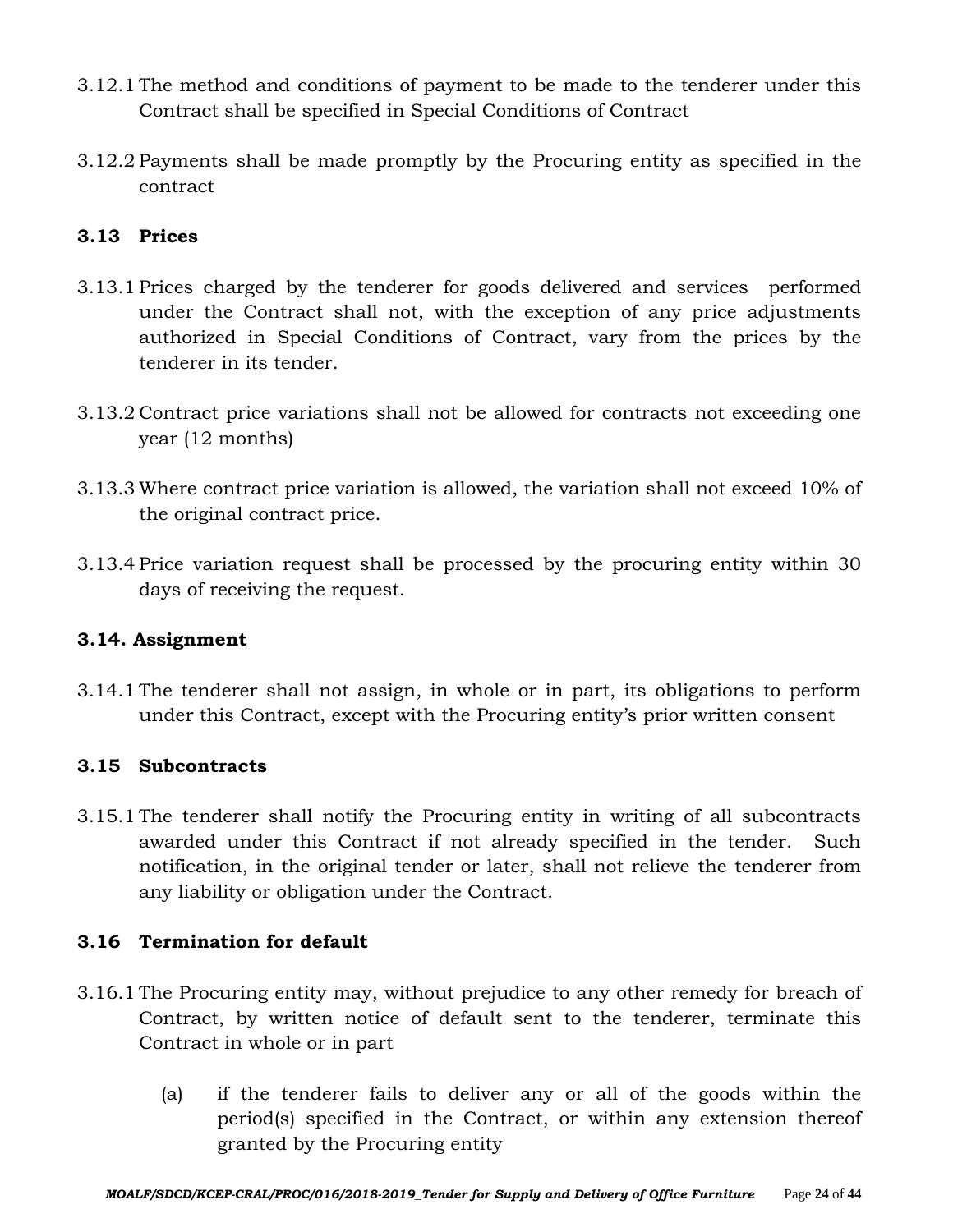3.12.1 The method and conditions of payment to be made to the tenderer under this Contract shall be specified in Special Conditions of Contract

3.12.2 Payments shall be made promptly by the Procuring entity as specified in the contract

### 3.13 Prices

3.13.1 Prices charged by the tenderer for goods delivered and services performed under the Contract shall not, with the exception of any price adjustments authorized in Special Conditions of Contract, vary from the prices by the tenderer in its tender.

3.13.2 Contract price variations shall not be allowed for contracts not exceeding one year (12 months)

3.13.3 Where contract price variation is allowed, the variation shall not exceed 10% of the original contract price.

3.13.4 Price variation request shall be processed by the procuring entity within 30 days of receiving the request.

### 3.14. Assignment

3.14.1 The tenderer shall not assign, in whole or in part, its obligations to perform under this Contract, except with the Procuring entity's prior written consent

### 3.15 Subcontracts

3.15.1 The tenderer shall notify the Procuring entity in writing of all subcontracts awarded under this Contract if not already specified in the tender. Such notification, in the original tender or later, shall not relieve the tenderer from any liability or obligation under the Contract.

### 3.16 Termination for default

3.16.1 The Procuring entity may, without prejudice to any other remedy for breach of Contract, by written notice of default sent to the tenderer, terminate this Contract in whole or in part

(a) if the tenderer fails to deliver any or all of the goods within the period(s) specified in the Contract, or within any extension thereof granted by the Procuring entity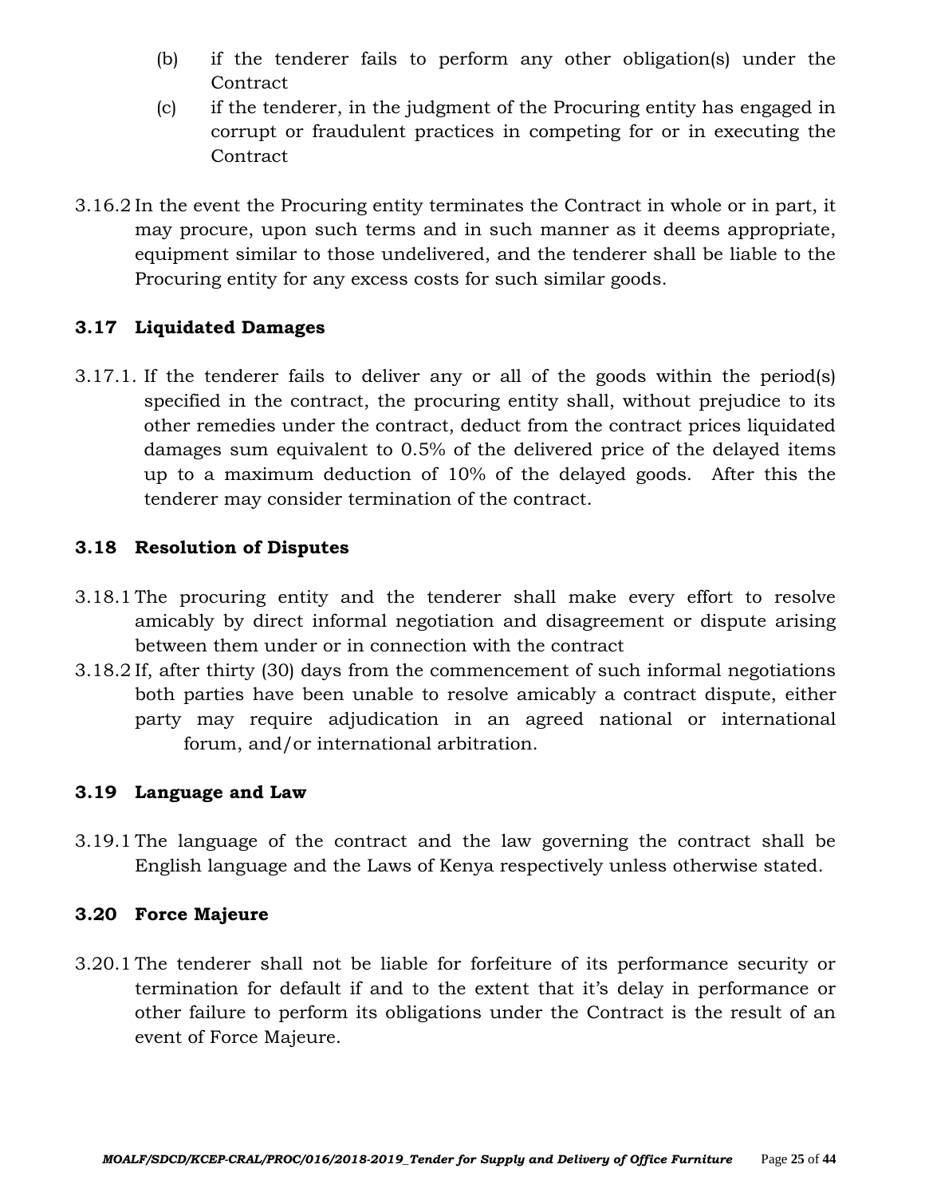(b) if the tenderer fails to perform any other obligation(s) under the Contract

(c) if the tenderer, in the judgment of the Procuring entity has engaged in corrupt or fraudulent practices in competing for or in executing the Contract

3.16.2 In the event the Procuring entity terminates the Contract in whole or in part, it may procure, upon such terms and in such manner as it deems appropriate, equipment similar to those undelivered, and the tenderer shall be liable to the Procuring entity for any excess costs for such similar goods.

### 3.17 Liquidated Damages

3.17.1. If the tenderer fails to deliver any or all of the goods within the period(s) specified in the contract, the procuring entity shall, without prejudice to its other remedies under the contract, deduct from the contract prices liquidated damages sum equivalent to 0.5% of the delivered price of the delayed items up to a maximum deduction of 10% of the delayed goods. After this the tenderer may consider termination of the contract.

### 3.18 Resolution of Disputes

3.18.1 The procuring entity and the tenderer shall make every effort to resolve amicably by direct informal negotiation and disagreement or dispute arising between them under or in connection with the contract

3.18.2 If, after thirty (30) days from the commencement of such informal negotiations both parties have been unable to resolve amicably a contract dispute, either party may require adjudication in an agreed national or international forum, and/or international arbitration.

### 3.19 Language and Law

3.19.1 The language of the contract and the law governing the contract shall be English language and the Laws of Kenya respectively unless otherwise stated.

### 3.20 Force Majeure

3.20.1 The tenderer shall not be liable for forfeiture of its performance security or termination for default if and to the extent that it's delay in performance or other failure to perform its obligations under the Contract is the result of an event of Force Majeure.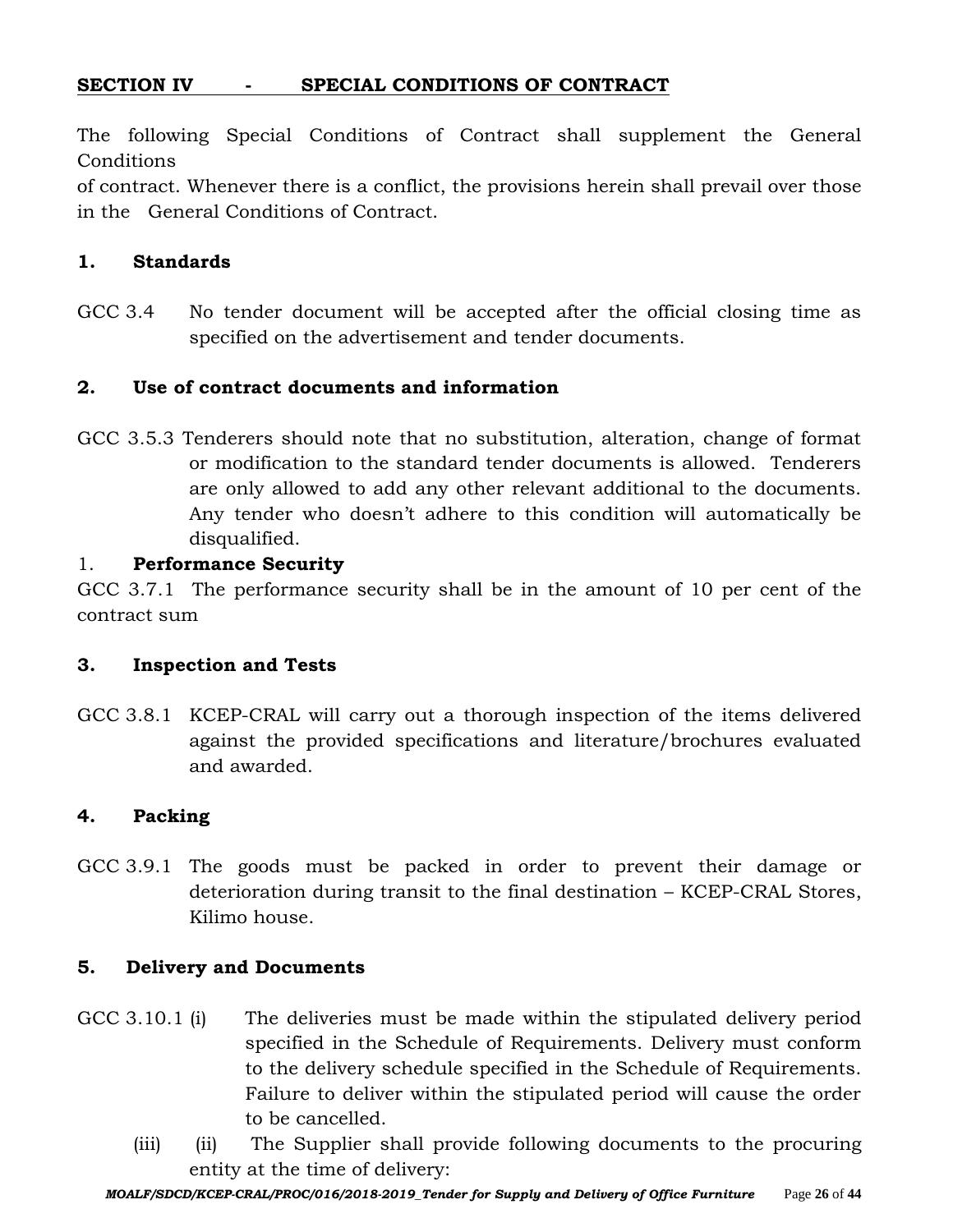## SECTION IV - SPECIAL CONDITIONS OF CONTRACT

The following Special Conditions of Contract shall supplement the General Conditions
of contract. Whenever there is a conflict, the provisions herein shall prevail over those in the General Conditions of Contract.

### 1. Standards

GCC 3.4 No tender document will be accepted after the official closing time as specified on the advertisement and tender documents.

### 2. Use of contract documents and information

GCC 3.5.3 Tenderers should note that no substitution, alteration, change of format or modification to the standard tender documents is allowed. Tenderers are only allowed to add any other relevant additional to the documents. Any tender who doesn't adhere to this condition will automatically be disqualified.

### 1. Performance Security

GCC 3.7.1 The performance security shall be in the amount of 10 per cent of the contract sum

### 3. Inspection and Tests

GCC 3.8.1 KCEP-CRAL will carry out a thorough inspection of the items delivered against the provided specifications and literature/brochures evaluated and awarded.

### 4. Packing

GCC 3.9.1 The goods must be packed in order to prevent their damage or deterioration during transit to the final destination – KCEP-CRAL Stores, Kilimo house.

### 5. Delivery and Documents

GCC 3.10.1 (i) The deliveries must be made within the stipulated delivery period specified in the Schedule of Requirements. Delivery must conform to the delivery schedule specified in the Schedule of Requirements. Failure to deliver within the stipulated period will cause the order to be cancelled.

(iii) (ii) The Supplier shall provide following documents to the procuring entity at the time of delivery: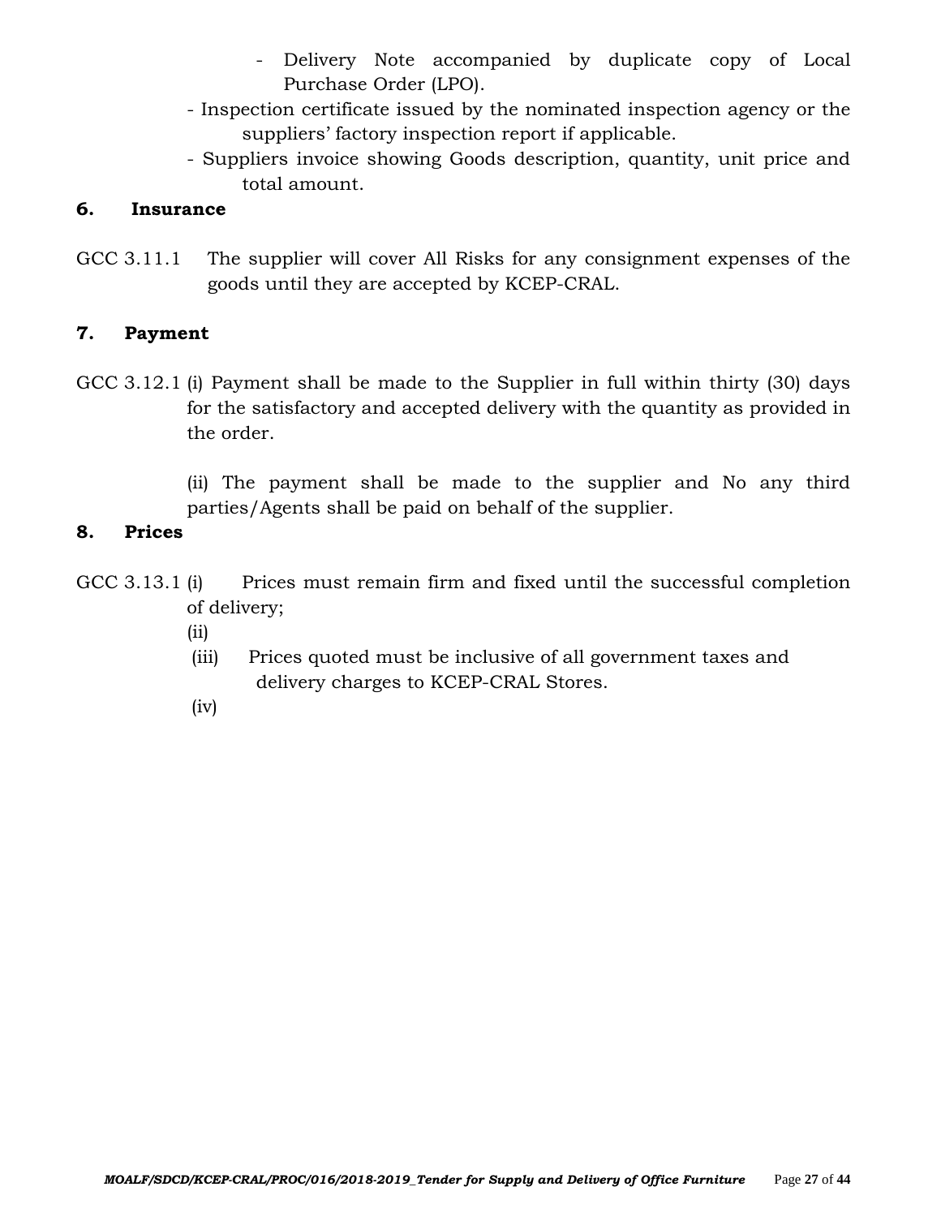- Delivery Note accompanied by duplicate copy of Local Purchase Order (LPO).
- Inspection certificate issued by the nominated inspection agency or the suppliers' factory inspection report if applicable.
- Suppliers invoice showing Goods description, quantity, unit price and total amount.

**6. Insurance**

GCC 3.11.1 The supplier will cover All Risks for any consignment expenses of the goods until they are accepted by KCEP-CRAL.

**7. Payment**

GCC 3.12.1 (i) Payment shall be made to the Supplier in full within thirty (30) days for the satisfactory and accepted delivery with the quantity as provided in the order.

(ii) The payment shall be made to the supplier and No any third parties/Agents shall be paid on behalf of the supplier.

**8. Prices**

GCC 3.13.1 (i) Prices must remain firm and fixed until the successful completion of delivery;

(ii)

(iii) Prices quoted must be inclusive of all government taxes and delivery charges to KCEP-CRAL Stores.

(iv)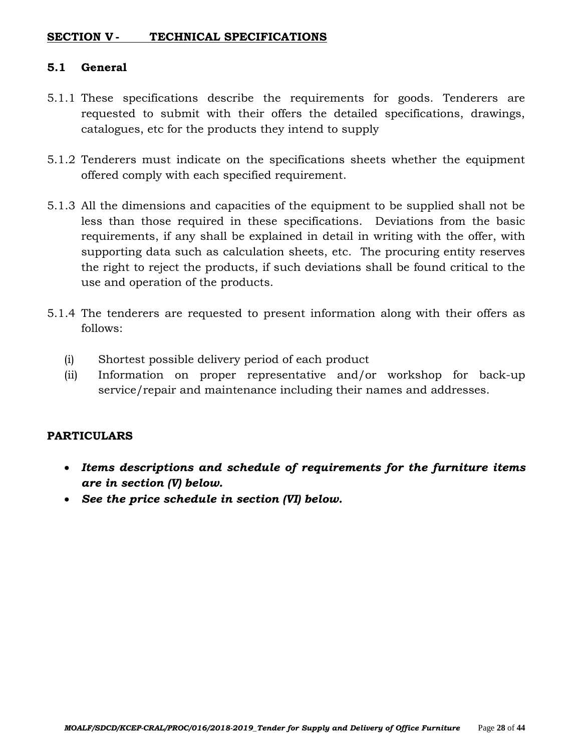## SECTION V - TECHNICAL SPECIFICATIONS

### 5.1 General

5.1.1 These specifications describe the requirements for goods. Tenderers are requested to submit with their offers the detailed specifications, drawings, catalogues, etc for the products they intend to supply

5.1.2 Tenderers must indicate on the specifications sheets whether the equipment offered comply with each specified requirement.

5.1.3 All the dimensions and capacities of the equipment to be supplied shall not be less than those required in these specifications. Deviations from the basic requirements, if any shall be explained in detail in writing with the offer, with supporting data such as calculation sheets, etc. The procuring entity reserves the right to reject the products, if such deviations shall be found critical to the use and operation of the products.

5.1.4 The tenderers are requested to present information along with their offers as follows:

(i) Shortest possible delivery period of each product

(ii) Information on proper representative and/or workshop for back-up service/repair and maintenance including their names and addresses.

**PARTICULARS**

- ***Items descriptions and schedule of requirements for the furniture items are in section (V) below.***
- ***See the price schedule in section (VI) below.***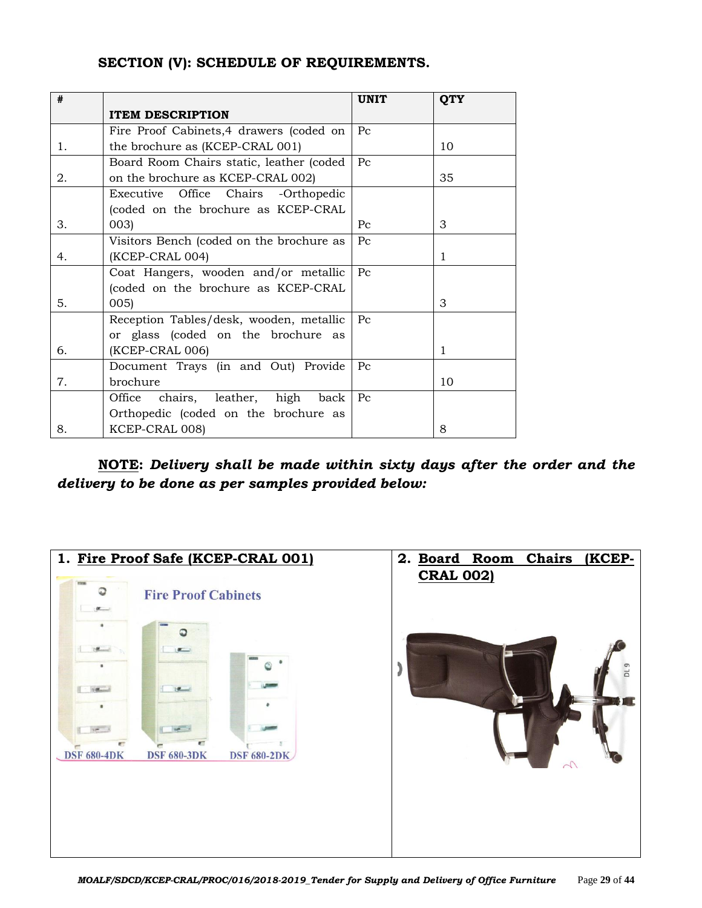## SECTION (V): SCHEDULE OF REQUIREMENTS.

| # | ITEM DESCRIPTION | UNIT | QTY |
|---|---|---|---|
| 1. | Fire Proof Cabinets,4 drawers (coded on the brochure as (KCEP-CRAL 001) | Pc | 10 |
| 2. | Board Room Chairs static, leather (coded on the brochure as KCEP-CRAL 002) | Pc | 35 |
| 3. | Executive Office Chairs -Orthopedic (coded on the brochure as KCEP-CRAL 003) | Pc | 3 |
| 4. | Visitors Bench (coded on the brochure as (KCEP-CRAL 004) | Pc | 1 |
| 5. | Coat Hangers, wooden and/or metallic (coded on the brochure as KCEP-CRAL 005) | Pc | 3 |
| 6. | Reception Tables/desk, wooden, metallic or glass (coded on the brochure as (KCEP-CRAL 006) | Pc | 1 |
| 7. | Document Trays (in and Out) Provide brochure | Pc | 10 |
| 8. | Office chairs, leather, high back Orthopedic (coded on the brochure as KCEP-CRAL 008) | Pc | 8 |

**NOTE:** ***Delivery shall be made within sixty days after the order and the delivery to be done as per samples provided below:***

| 1. **Fire Proof Safe (KCEP-CRAL 001)** | 2. **Board Room Chairs (KCEP-CRAL 002)** |
|---|---|
| Fire Proof Cabinets<br>DSF 680-4DK DSF 680-3DK DSF 680-2DK | |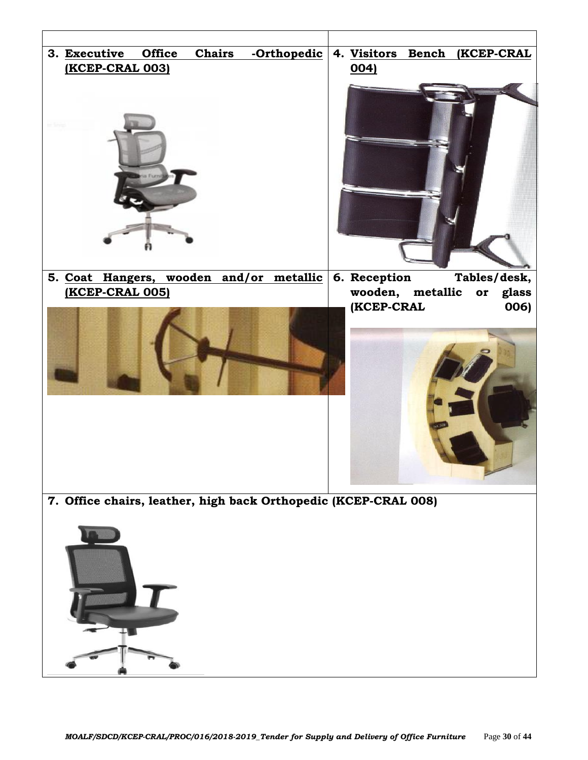| | |
|---|---|
| 3. **Executive Office Chairs -Orthopedic (KCEP-CRAL 003)** | 4. **Visitors Bench (KCEP-CRAL 004)** |
| 5. **Coat Hangers, wooden and/or metallic (KCEP-CRAL 005)** | 6. **Reception Tables/desk, wooden, metallic or glass (KCEP-CRAL 006)** |
| 7. **Office chairs, leather, high back Orthopedic (KCEP-CRAL 008)** | |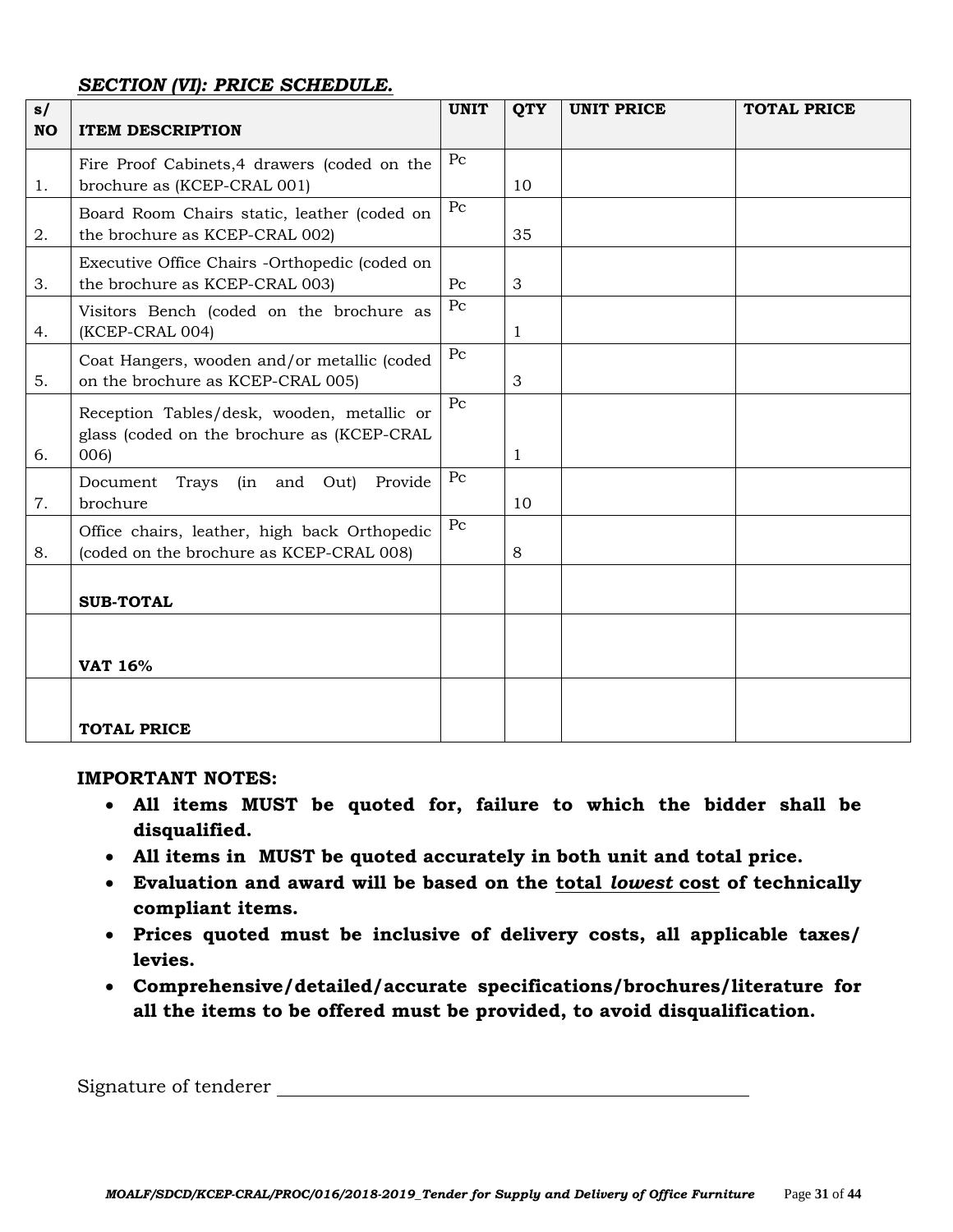## *SECTION (VI): PRICE SCHEDULE.*

| s/ NO | ITEM DESCRIPTION | UNIT | QTY | UNIT PRICE | TOTAL PRICE |
|---|---|---|---|---|---|
| 1. | Fire Proof Cabinets,4 drawers (coded on the brochure as (KCEP-CRAL 001) | Pc | 10 | | |
| 2. | Board Room Chairs static, leather (coded on the brochure as KCEP-CRAL 002) | Pc | 35 | | |
| 3. | Executive Office Chairs -Orthopedic (coded on the brochure as KCEP-CRAL 003) | Pc | 3 | | |
| 4. | Visitors Bench (coded on the brochure as (KCEP-CRAL 004) | Pc | 1 | | |
| 5. | Coat Hangers, wooden and/or metallic (coded on the brochure as KCEP-CRAL 005) | Pc | 3 | | |
| 6. | Reception Tables/desk, wooden, metallic or glass (coded on the brochure as (KCEP-CRAL 006) | Pc | 1 | | |
| 7. | Document Trays (in and Out) Provide brochure | Pc | 10 | | |
| 8. | Office chairs, leather, high back Orthopedic (coded on the brochure as KCEP-CRAL 008) | Pc | 8 | | |
| | **SUB-TOTAL** | | | | |
| | **VAT 16%** | | | | |
| | **TOTAL PRICE** | | | | |

**IMPORTANT NOTES:**

- **All items MUST be quoted for, failure to which the bidder shall be disqualified.**
- **All items in MUST be quoted accurately in both unit and total price.**
- **Evaluation and award will be based on the <u>total *lowest* cost</u> of technically compliant items.**
- **Prices quoted must be inclusive of delivery costs, all applicable taxes/ levies.**
- **Comprehensive/detailed/accurate specifications/brochures/literature for all the items to be offered must be provided, to avoid disqualification.**

Signature of tenderer \_\_\_\_\_\_\_\_\_\_\_\_\_\_\_\_\_\_\_\_\_\_\_\_\_\_\_\_\_\_\_\_\_\_\_\_\_\_\_\_\_\_\_\_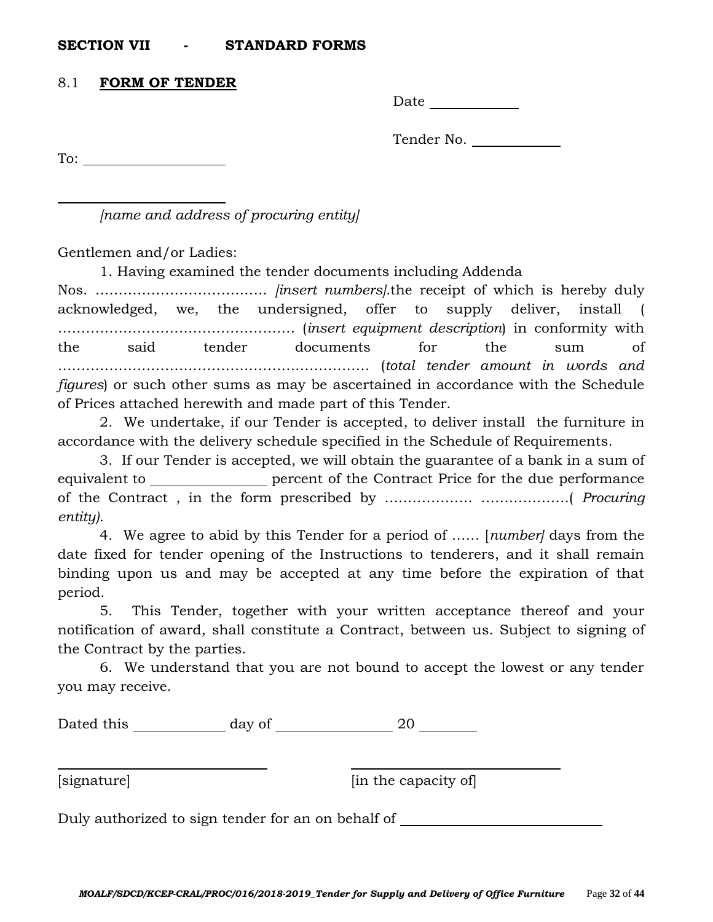**SECTION VII - STANDARD FORMS**

8.1 **FORM OF TENDER**

Date ____________

Tender No. ____________

To: ____________________

____________________

*[name and address of procuring entity]*

Gentlemen and/or Ladies:

1. Having examined the tender documents including Addenda Nos. ……………………………… *[insert numbers]*.the receipt of which is hereby duly acknowledged, we, the undersigned, offer to supply deliver, install ( …………………………………………… (*insert equipment description*) in conformity with the said tender documents for the sum of ………………………………………………………… (*total tender amount in words and figures*) or such other sums as may be ascertained in accordance with the Schedule of Prices attached herewith and made part of this Tender.

2. We undertake, if our Tender is accepted, to deliver install the furniture in accordance with the delivery schedule specified in the Schedule of Requirements.

3. If our Tender is accepted, we will obtain the guarantee of a bank in a sum of equivalent to ______________ percent of the Contract Price for the due performance of the Contract , in the form prescribed by ………………. ……………….( *Procuring entity).*

4. We agree to abid by this Tender for a period of …… [*number]* days from the date fixed for tender opening of the Instructions to tenderers, and it shall remain binding upon us and may be accepted at any time before the expiration of that period.

5. This Tender, together with your written acceptance thereof and your notification of award, shall constitute a Contract, between us. Subject to signing of the Contract by the parties.

6. We understand that you are not bound to accept the lowest or any tender you may receive.

Dated this ____________ day of ________________ 20 ________

____________________________ ____________________________

[signature] [in the capacity of]

Duly authorized to sign tender for an on behalf of ____________________________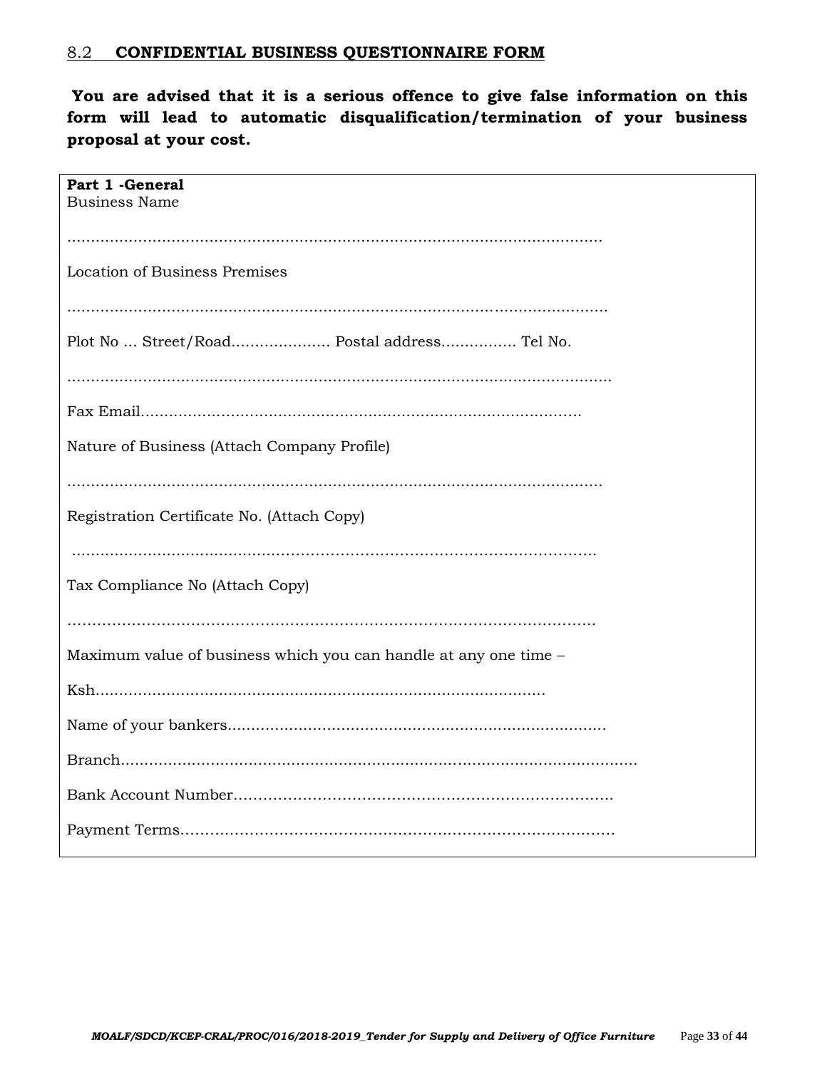## 8.2 CONFIDENTIAL BUSINESS QUESTIONNAIRE FORM

**You are advised that it is a serious offence to give false information on this form will lead to automatic disqualification/termination of your business proposal at your cost.**

**Part 1 -General**

Business Name

…………………………………………………………………………………………………

Location of Business Premises

…………………………………………………………………………………………………

Plot No … Street/Road………………… Postal address……………. Tel No.

…………………………………………………………………………………………………

Fax Email……………………………………………………………………………………

Nature of Business (Attach Company Profile)

…………………………………………………………………………………………………

Registration Certificate No. (Attach Copy)

…………………………………………………………………………………………………

Tax Compliance No (Attach Copy)

…………………………………………………………………………………………………

Maximum value of business which you can handle at any one time –

Ksh……………………………………………………………………………………

Name of your bankers……………………………………………………………………

Branch…………………………………………………………………………………………

Bank Account Number……………………………………………………………………

Payment Terms………………………………………………………………………………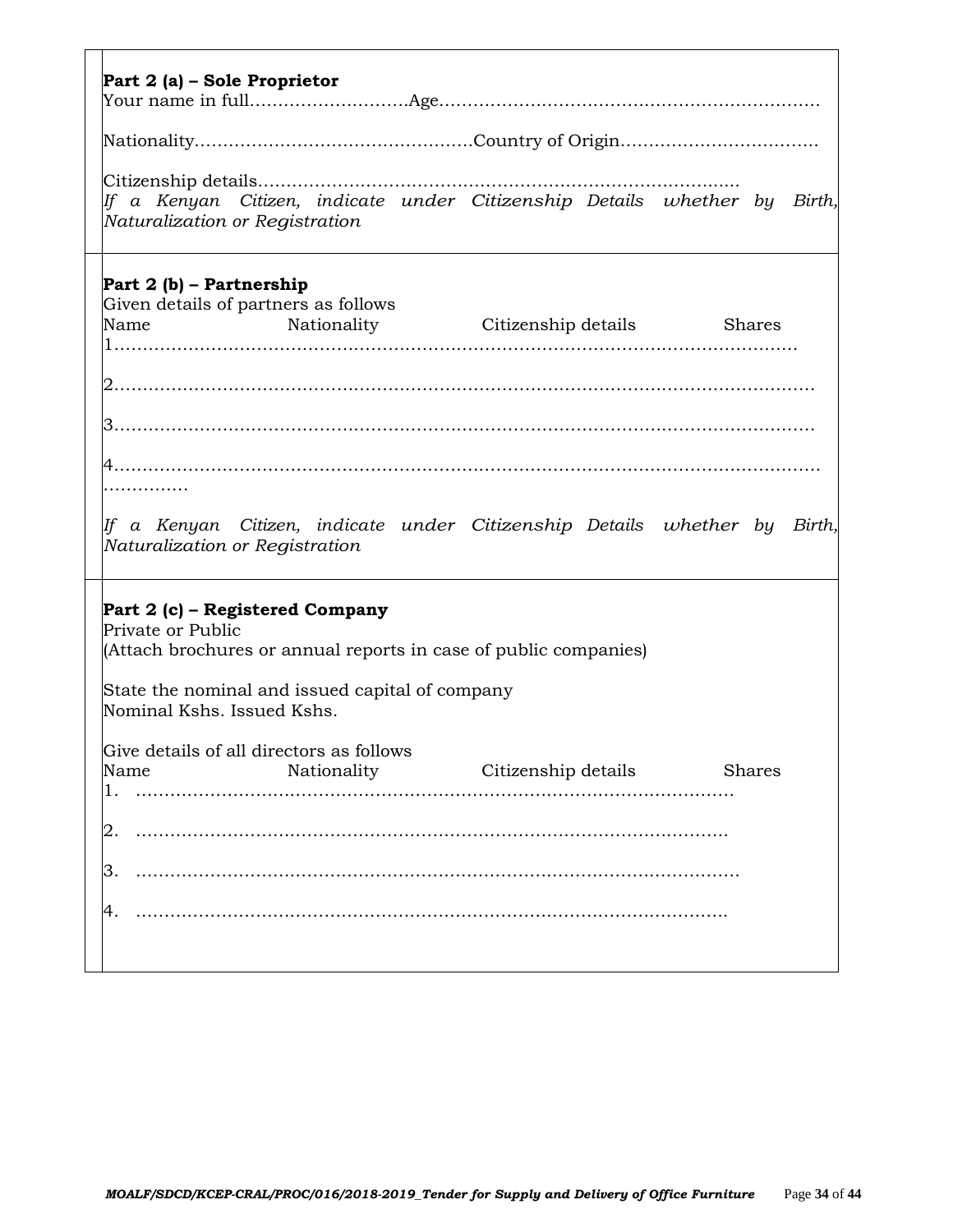**Part 2 (a) – Sole Proprietor**

Your name in full……………………….Age…………………………………………………………

Nationality…………………………………………Country of Origin……………………………..

Citizenship details…………………………………………………………………………

*If a Kenyan Citizen, indicate under Citizenship Details whether by Birth, Naturalization or Registration*

**Part 2 (b) – Partnership**

Given details of partners as follows

| Name | Nationality | Citizenship details | Shares |
|---|---|---|---|
| 1………………………………………………………………………………………………… | | | |
| 2………………………………………………………………………………………………… | | | |
| 3………………………………………………………………………………………………… | | | |
| 4………………………………………………………………………………………………… …………… | | | |

*If a Kenyan Citizen, indicate under Citizenship Details whether by Birth, Naturalization or Registration*

**Part 2 (c) – Registered Company**

Private or Public

(Attach brochures or annual reports in case of public companies)

State the nominal and issued capital of company

Nominal Kshs. Issued Kshs.

Give details of all directors as follows

| Name | Nationality | Citizenship details | Shares |
|---|---|---|---|
| 1. ……………………………………………………………………………………… | | | |
| 2. ……………………………………………………………………………………… | | | |
| 3. ……………………………………………………………………………………… | | | |
| 4. ……………………………………………………………………………………… | | | |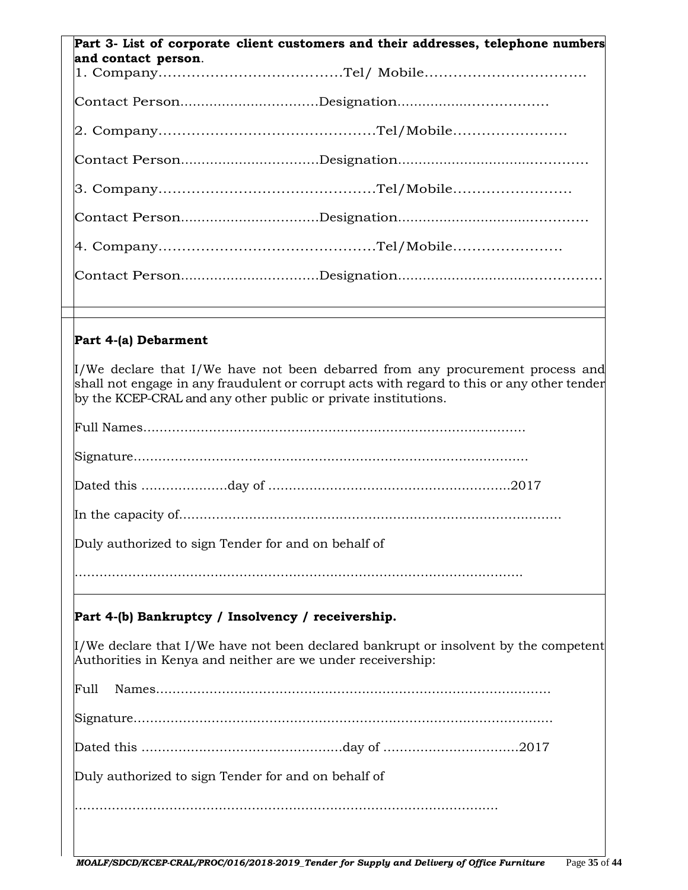**Part 3- List of corporate client customers and their addresses, telephone numbers and contact person**.

1. Company…………………………………Tel/ Mobile…………………………….

Contact Person……………………………Designation……………………………

2. Company………………………………………Tel/Mobile……………………

Contact Person……………………………Designation………………………………………

3. Company………………………………………Tel/Mobile……………………

Contact Person……………………………Designation………………………………………

4. Company………………………………………Tel/Mobile……………………

Contact Person……………………………Designation………………………………………

**Part 4-(a) Debarment**

I/We declare that I/We have not been debarred from any procurement process and shall not engage in any fraudulent or corrupt acts with regard to this or any other tender by the KCEP-CRAL and any other public or private institutions.

Full Names…………………………………………………………………………………

Signature……………………………………………………………………………………

Dated this …………………day of …………………………………………………2017

In the capacity of……………………………………………………………………………

Duly authorized to sign Tender for and on behalf of

……………………………………………………………………………………………

**Part 4-(b) Bankruptcy / Insolvency / receivership.**

I/We declare that I/We have not been declared bankrupt or insolvent by the competent Authorities in Kenya and neither are we under receivership:

Full Names……………………………………………………………………………………

Signature………………………………………………………………………………………

Dated this …………………………………………day of ……………………………2017

Duly authorized to sign Tender for and on behalf of

……………………………………………………………………………………………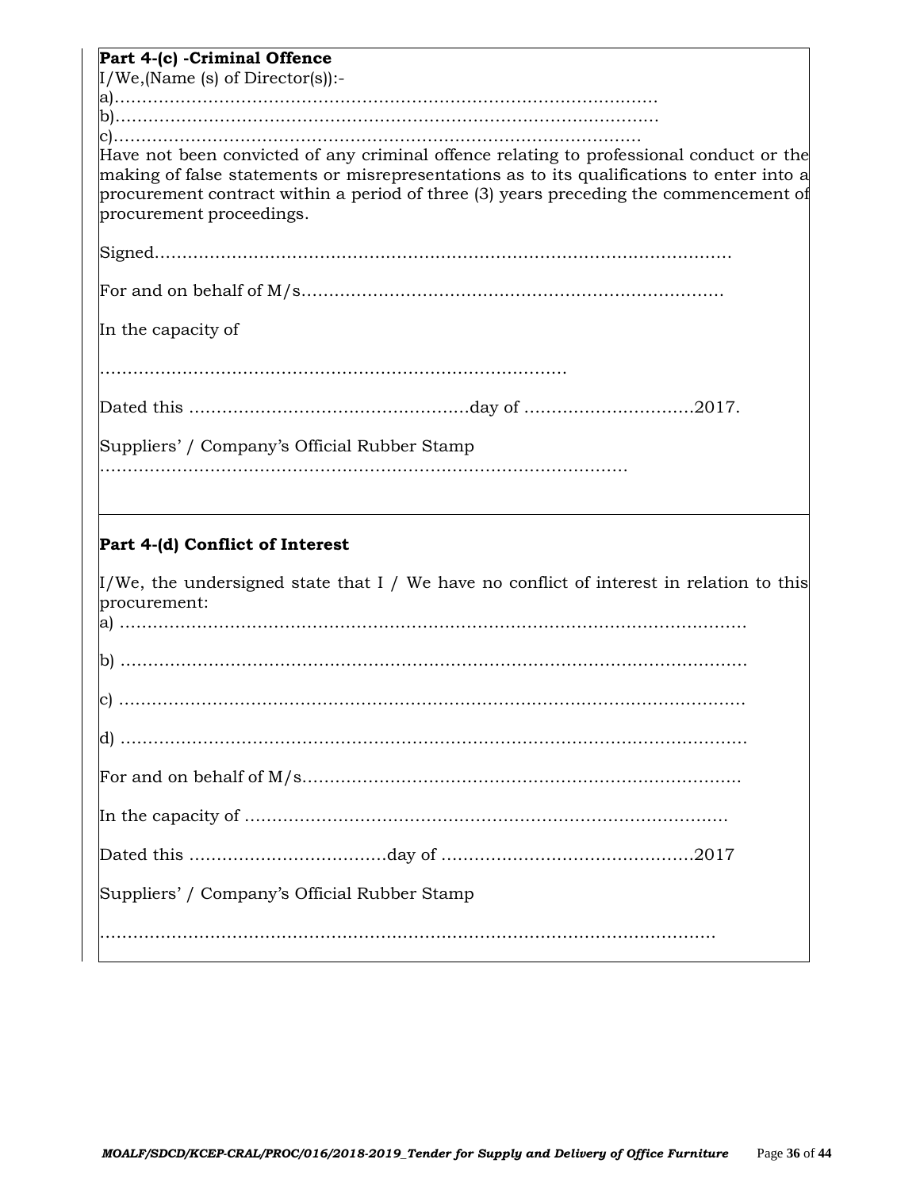**Part 4-(c) -Criminal Offence**

I/We,(Name (s) of Director(s)):-

a)…………………………………………………………………………………………

b)…………………………………………………………………………………………

c)………………………………………………………………………………………

Have not been convicted of any criminal offence relating to professional conduct or the making of false statements or misrepresentations as to its qualifications to enter into a procurement contract within a period of three (3) years preceding the commencement of procurement proceedings.

Signed………………………………………………………………………………………………

For and on behalf of M/s……………………………………………………………………

In the capacity of

…………………………………………………………………………

Dated this ……………………………………………day of …………………………2017.

Suppliers' / Company's Official Rubber Stamp

……………………………………………………………………………………

**Part 4-(d) Conflict of Interest**

I/We, the undersigned state that I / We have no conflict of interest in relation to this procurement:

a) ……………………………………………………………………………………………………

b) ……………………………………………………………………………………………………

c) ……………………………………………………………………………………………………

d) ……………………………………………………………………………………………………

For and on behalf of M/s………………………………………………………………………

In the capacity of ………………………………………………………………………………

Dated this ………………………………day of ………………………………………2017

Suppliers' / Company's Official Rubber Stamp

……………………………………………………………………………………………………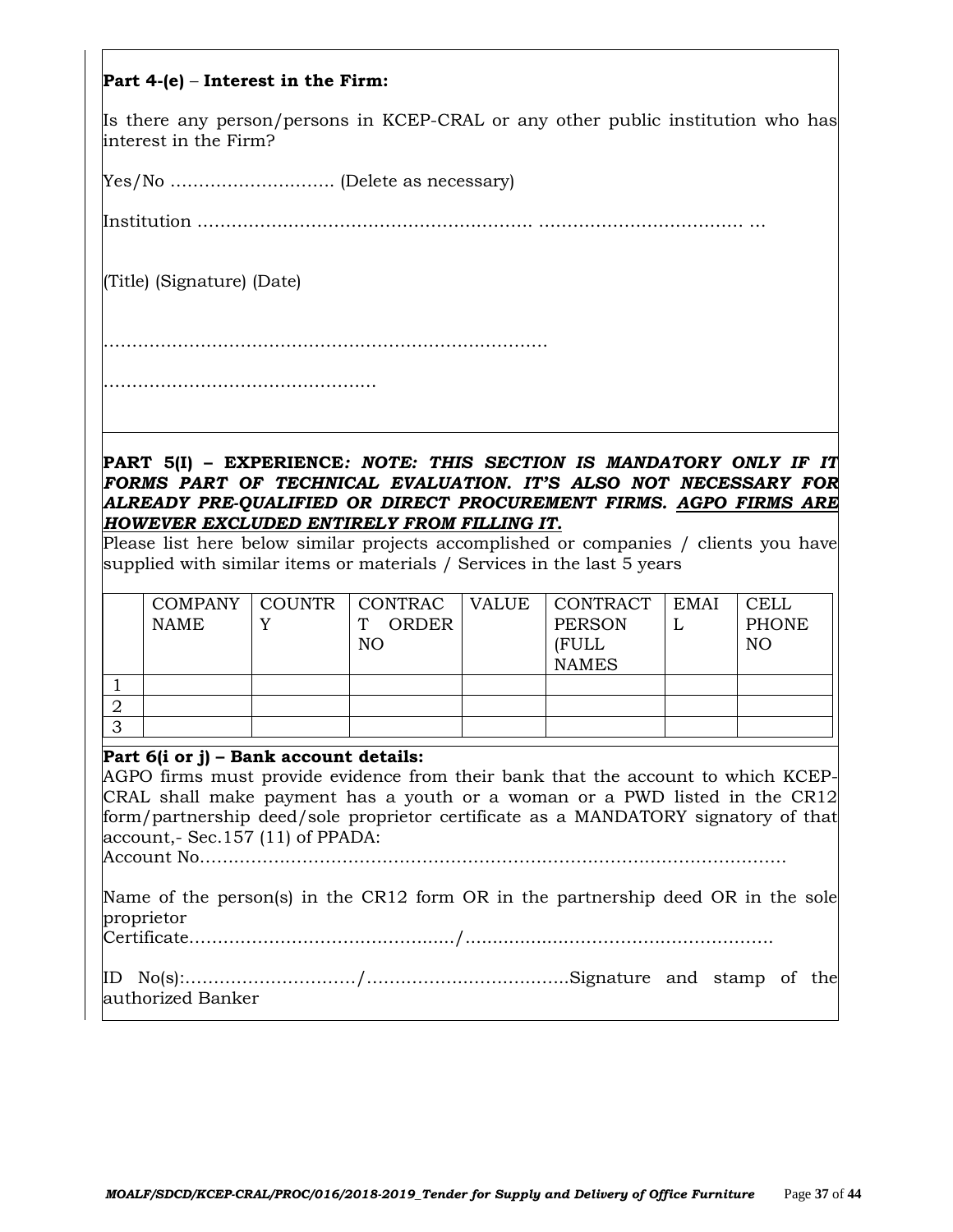**Part 4-(e)** – **Interest in the Firm:**

Is there any person/persons in KCEP-CRAL or any other public institution who has interest in the Firm?

Yes/No ………………………. (Delete as necessary)

Institution ………………………………………………. ……………………………… …

(Title) (Signature) (Date)

………………………………………………………………….

…………………………………………

**PART 5(I) – EXPERIENCE*: NOTE: THIS SECTION IS MANDATORY ONLY IF IT FORMS PART OF TECHNICAL EVALUATION. IT'S ALSO NOT NECESSARY FOR ALREADY PRE-QUALIFIED OR DIRECT PROCUREMENT FIRMS. <u>AGPO FIRMS ARE HOWEVER EXCLUDED ENTIRELY FROM FILLING IT</u>.***

Please list here below similar projects accomplished or companies / clients you have supplied with similar items or materials / Services in the last 5 years

| | COMPANY NAME | COUNTRY | CONTRACT ORDER NO | VALUE | CONTRACT PERSON (FULL NAMES | EMAIL | CELL PHONE NO |
|---|---|---|---|---|---|---|---|
| 1 | | | | | | | |
| 2 | | | | | | | |
| 3 | | | | | | | |

**Part 6(i or j) – Bank account details:**

AGPO firms must provide evidence from their bank that the account to which KCEP-CRAL shall make payment has a youth or a woman or a PWD listed in the CR12 form/partnership deed/sole proprietor certificate as a MANDATORY signatory of that account,- Sec.157 (11) of PPADA:

Account No………………………………………………………………………………………

Name of the person(s) in the CR12 form OR in the partnership deed OR in the sole proprietor Certificate………………………………………/………………………………………………

ID No(s):…………………………/………………………………Signature and stamp of the authorized Banker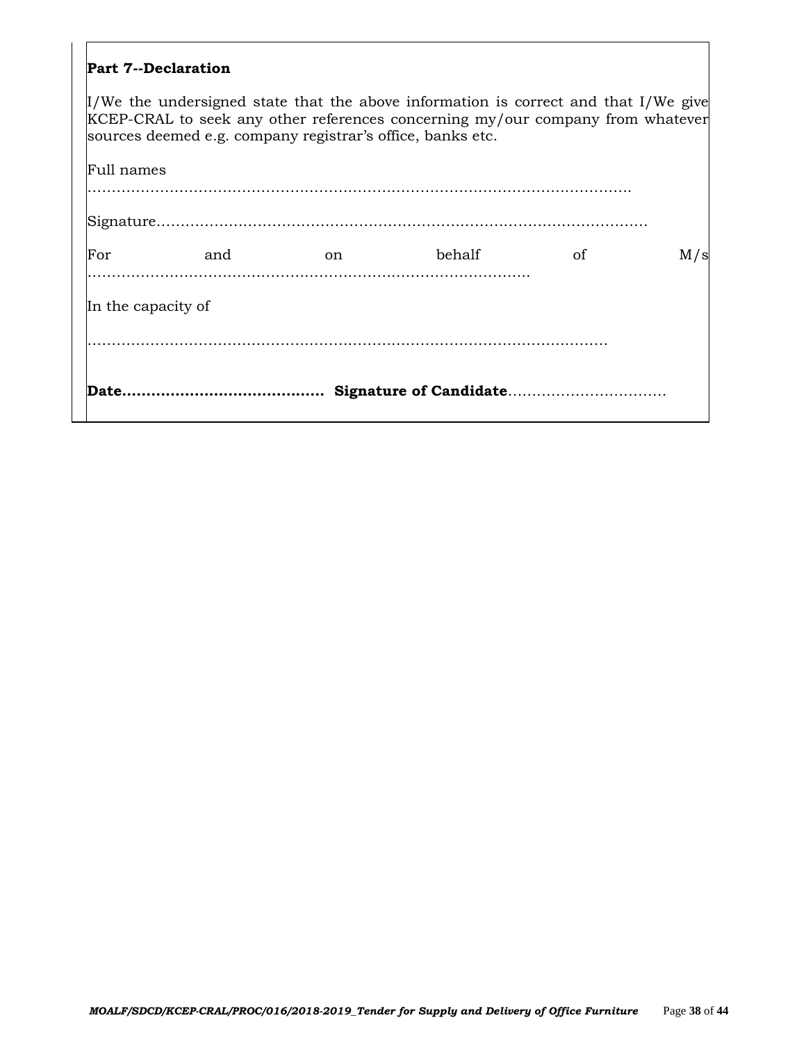**Part 7--Declaration**

I/We the undersigned state that the above information is correct and that I/We give KCEP-CRAL to seek any other references concerning my/our company from whatever sources deemed e.g. company registrar's office, banks etc.

Full names

……………………………………………………………………………………………….

Signature……………………………………………………………………………………….

For and on behalf of M/s ……………………………………………………………………………….

In the capacity of

………………………………………………………………………………………………

**Date……………………………………** **Signature of Candidate**……………………………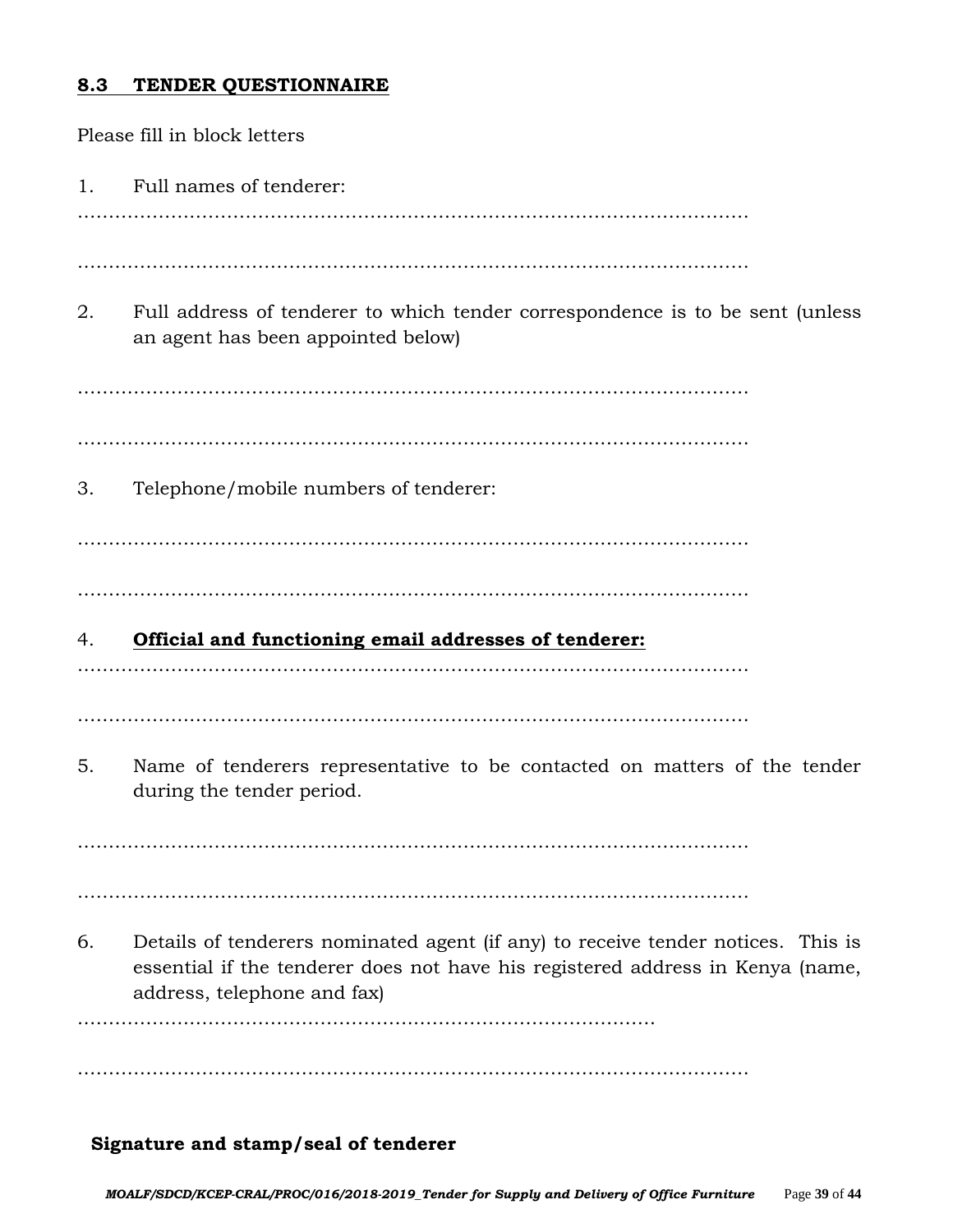## 8.3 TENDER QUESTIONNAIRE

Please fill in block letters

1. Full names of tenderer:

………………………………………………………………………………………………

………………………………………………………………………………………………

2. Full address of tenderer to which tender correspondence is to be sent (unless an agent has been appointed below)

………………………………………………………………………………………………

………………………………………………………………………………………………

3. Telephone/mobile numbers of tenderer:

………………………………………………………………………………………………

………………………………………………………………………………………………

4. **Official and functioning email addresses of tenderer:**

………………………………………………………………………………………………

………………………………………………………………………………………………

5. Name of tenderers representative to be contacted on matters of the tender during the tender period.

………………………………………………………………………………………………

………………………………………………………………………………………………

6. Details of tenderers nominated agent (if any) to receive tender notices. This is essential if the tenderer does not have his registered address in Kenya (name, address, telephone and fax)

……………………………………………………………………………………

………………………………………………………………………………………………

**Signature and stamp/seal of tenderer**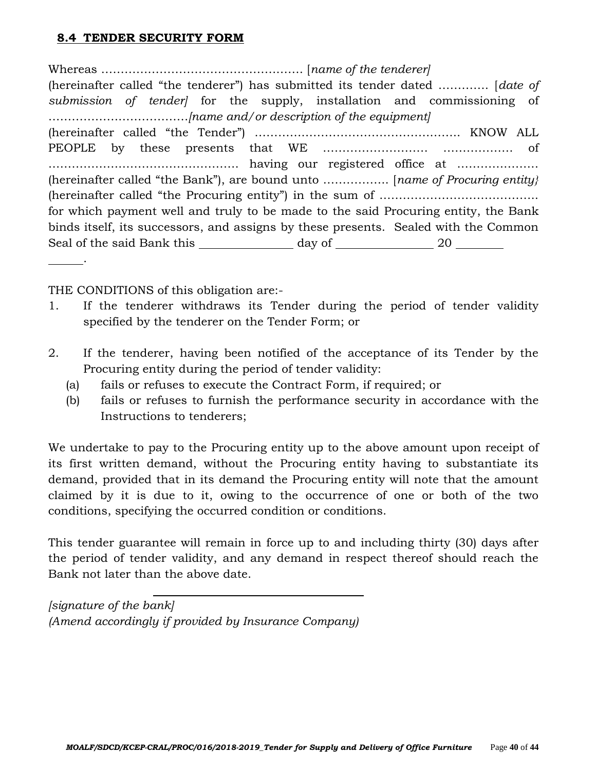## **8.4 TENDER SECURITY FORM**

Whereas …………………………………………… [*name of the tenderer]* (hereinafter called "the tenderer") has submitted its tender dated …………. [*date of submission of tender]* for the supply, installation and commissioning of ………………………………*[name and/or description of the equipment]* (hereinafter called "the Tender") ……………………………………………. KNOW ALL PEOPLE by these presents that WE ……………………… ……………… of …………………………………………. having our registered office at ………………… (hereinafter called "the Bank"), are bound unto …………….. [*name of Procuring entity}* (hereinafter called "the Procuring entity") in the sum of ………………………………….. for which payment well and truly to be made to the said Procuring entity, the Bank binds itself, its successors, and assigns by these presents. Sealed with the Common Seal of the said Bank this \_\_\_\_\_\_\_\_\_\_\_\_\_\_ day of \_\_\_\_\_\_\_\_\_\_\_\_\_\_ 20 \_\_\_\_\_\_\_\_\_\_\_\_.

THE CONDITIONS of this obligation are:-

1. If the tenderer withdraws its Tender during the period of tender validity specified by the tenderer on the Tender Form; or

2. If the tenderer, having been notified of the acceptance of its Tender by the Procuring entity during the period of tender validity:
   (a) fails or refuses to execute the Contract Form, if required; or
   (b) fails or refuses to furnish the performance security in accordance with the Instructions to tenderers;

We undertake to pay to the Procuring entity up to the above amount upon receipt of its first written demand, without the Procuring entity having to substantiate its demand, provided that in its demand the Procuring entity will note that the amount claimed by it is due to it, owing to the occurrence of one or both of the two conditions, specifying the occurred condition or conditions.

This tender guarantee will remain in force up to and including thirty (30) days after the period of tender validity, and any demand in respect thereof should reach the Bank not later than the above date.

\_\_\_\_\_\_\_\_\_\_\_\_\_\_\_\_\_\_\_\_\_\_\_\_\_\_\_\_

*[signature of the bank]*
*(Amend accordingly if provided by Insurance Company)*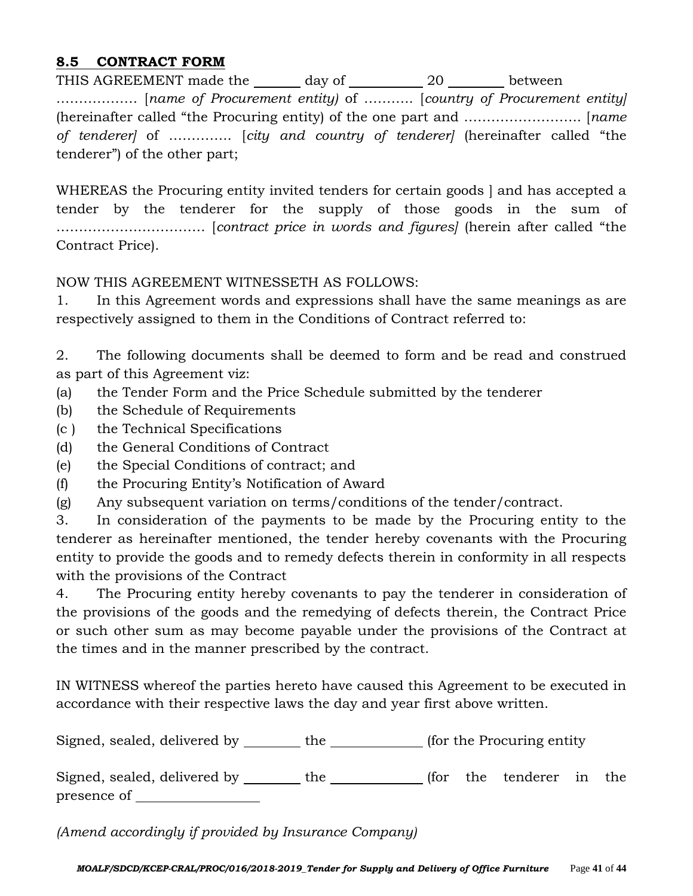## 8.5 CONTRACT FORM

THIS AGREEMENT made the ______ day of __________ 20 _______ between ……………… [*name of Procurement entity)* of ……….. [*country of Procurement entity]* (hereinafter called "the Procuring entity) of the one part and …………………….. [*name of tenderer]* of …………. [*city and country of tenderer]* (hereinafter called "the tenderer") of the other part;

WHEREAS the Procuring entity invited tenders for certain goods ] and has accepted a tender by the tenderer for the supply of those goods in the sum of …………………………… [*contract price in words and figures]* (herein after called "the Contract Price).

NOW THIS AGREEMENT WITNESSETH AS FOLLOWS:

1. In this Agreement words and expressions shall have the same meanings as are respectively assigned to them in the Conditions of Contract referred to:

2. The following documents shall be deemed to form and be read and construed as part of this Agreement viz:

(a) the Tender Form and the Price Schedule submitted by the tenderer
(b) the Schedule of Requirements
(c ) the Technical Specifications
(d) the General Conditions of Contract
(e) the Special Conditions of contract; and
(f) the Procuring Entity's Notification of Award
(g) Any subsequent variation on terms/conditions of the tender/contract.

3. In consideration of the payments to be made by the Procuring entity to the tenderer as hereinafter mentioned, the tender hereby covenants with the Procuring entity to provide the goods and to remedy defects therein in conformity in all respects with the provisions of the Contract

4. The Procuring entity hereby covenants to pay the tenderer in consideration of the provisions of the goods and the remedying of defects therein, the Contract Price or such other sum as may become payable under the provisions of the Contract at the times and in the manner prescribed by the contract.

IN WITNESS whereof the parties hereto have caused this Agreement to be executed in accordance with their respective laws the day and year first above written.

Signed, sealed, delivered by _______ the ___________ (for the Procuring entity

Signed, sealed, delivered by _______ the ___________ (for the tenderer in the presence of _______________

*(Amend accordingly if provided by Insurance Company)*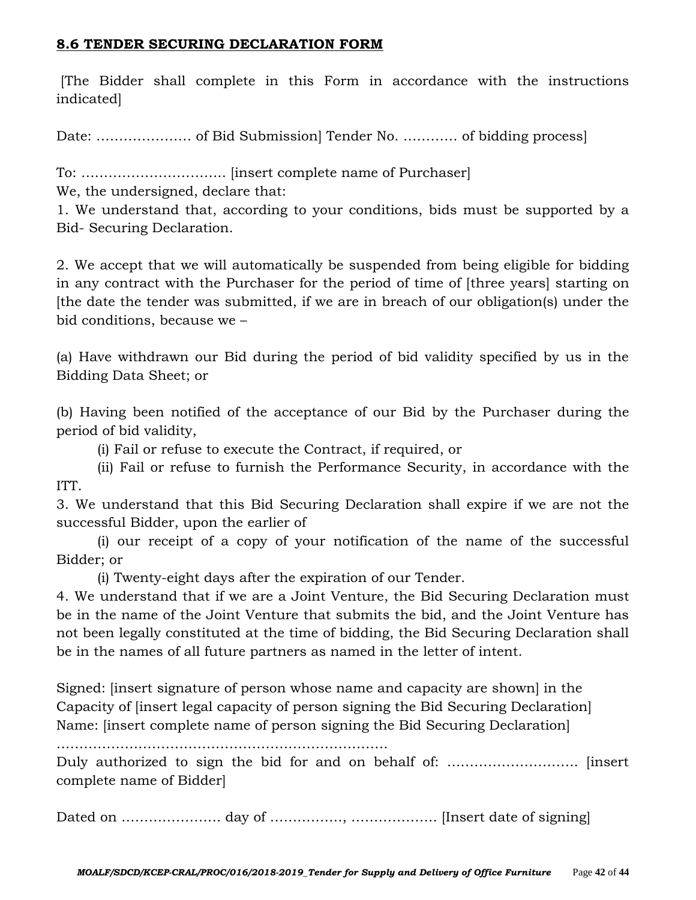## 8.6 TENDER SECURING DECLARATION FORM

[The Bidder shall complete in this Form in accordance with the instructions indicated]

Date: ………………… of Bid Submission] Tender No. ………… of bidding process]

To: ………………………….. [insert complete name of Purchaser]

We, the undersigned, declare that:

1. We understand that, according to your conditions, bids must be supported by a Bid- Securing Declaration.

2. We accept that we will automatically be suspended from being eligible for bidding in any contract with the Purchaser for the period of time of [three years] starting on [the date the tender was submitted, if we are in breach of our obligation(s) under the bid conditions, because we –

(a) Have withdrawn our Bid during the period of bid validity specified by us in the Bidding Data Sheet; or

(b) Having been notified of the acceptance of our Bid by the Purchaser during the period of bid validity,

(i) Fail or refuse to execute the Contract, if required, or

(ii) Fail or refuse to furnish the Performance Security, in accordance with the ITT.

3. We understand that this Bid Securing Declaration shall expire if we are not the successful Bidder, upon the earlier of

(i) our receipt of a copy of your notification of the name of the successful Bidder; or

(i) Twenty-eight days after the expiration of our Tender.

4. We understand that if we are a Joint Venture, the Bid Securing Declaration must be in the name of the Joint Venture that submits the bid, and the Joint Venture has not been legally constituted at the time of bidding, the Bid Securing Declaration shall be in the names of all future partners as named in the letter of intent.

Signed: [insert signature of person whose name and capacity are shown] in the Capacity of [insert legal capacity of person signing the Bid Securing Declaration]
Name: [insert complete name of person signing the Bid Securing Declaration]

…………………………………………………………………

Duly authorized to sign the bid for and on behalf of: ……………………….. [insert complete name of Bidder]

Dated on …………………. day of ……………., ………………. [Insert date of signing]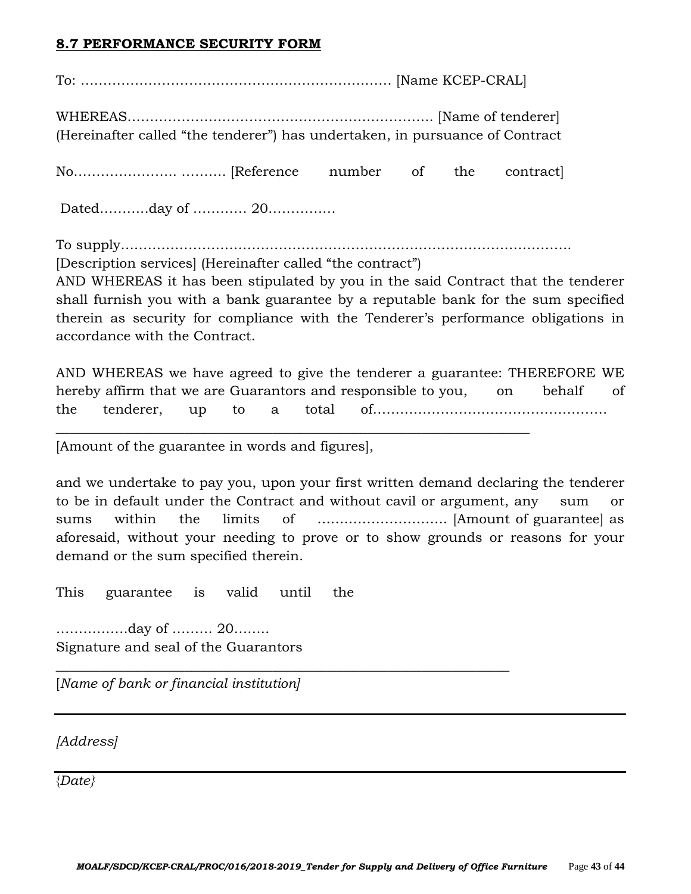## 8.7 PERFORMANCE SECURITY FORM

To: …………………………………………………………… [Name KCEP-CRAL]

WHEREAS…………………………………………………………. [Name of tenderer] (Hereinafter called "the tenderer") has undertaken, in pursuance of Contract

No………………….. ………. [Reference number of the contract]

Dated……….day of ………… 20……………

To supply………………………………………………………………………………….
[Description services] (Hereinafter called "the contract")
AND WHEREAS it has been stipulated by you in the said Contract that the tenderer shall furnish you with a bank guarantee by a reputable bank for the sum specified therein as security for compliance with the Tenderer's performance obligations in accordance with the Contract.

AND WHEREAS we have agreed to give the tenderer a guarantee: THEREFORE WE hereby affirm that we are Guarantors and responsible to you, on behalf of the tenderer, up to a total of…………………………………………….
_______________________________________________________________________
[Amount of the guarantee in words and figures],

and we undertake to pay you, upon your first written demand declaring the tenderer to be in default under the Contract and without cavil or argument, any sum or sums within the limits of ………………………. [Amount of guarantee] as aforesaid, without your needing to prove or to show grounds or reasons for your demand or the sum specified therein.

This guarantee is valid until the

…………….day of ……… 20……..
Signature and seal of the Guarantors
_______________________________________________________________________
[*Name of bank or financial institution]*

---

*[Address]*

---

*{Date}*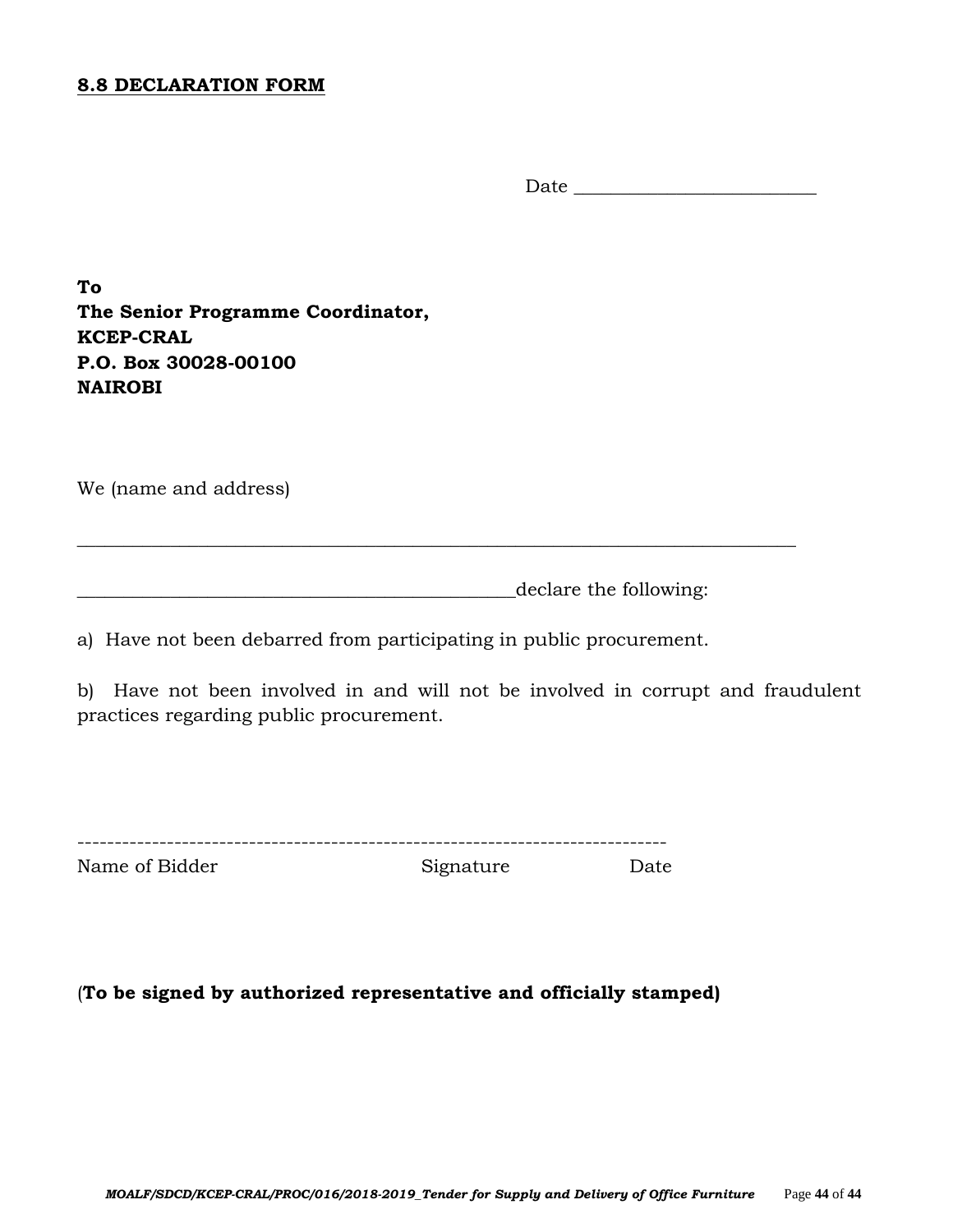## 8.8 DECLARATION FORM

Date ___________________________

**To**
**The Senior Programme Coordinator,**
**KCEP-CRAL**
**P.O. Box 30028-00100**
**NAIROBI**

We (name and address)

________________________________________________________________________________

_________________________________________________declare the following:

a) Have not been debarred from participating in public procurement.

b) Have not been involved in and will not be involved in corrupt and fraudulent practices regarding public procurement.

------------------------------------------------------------------------------

Name of Bidder Signature Date

(**To be signed by authorized representative and officially stamped)**